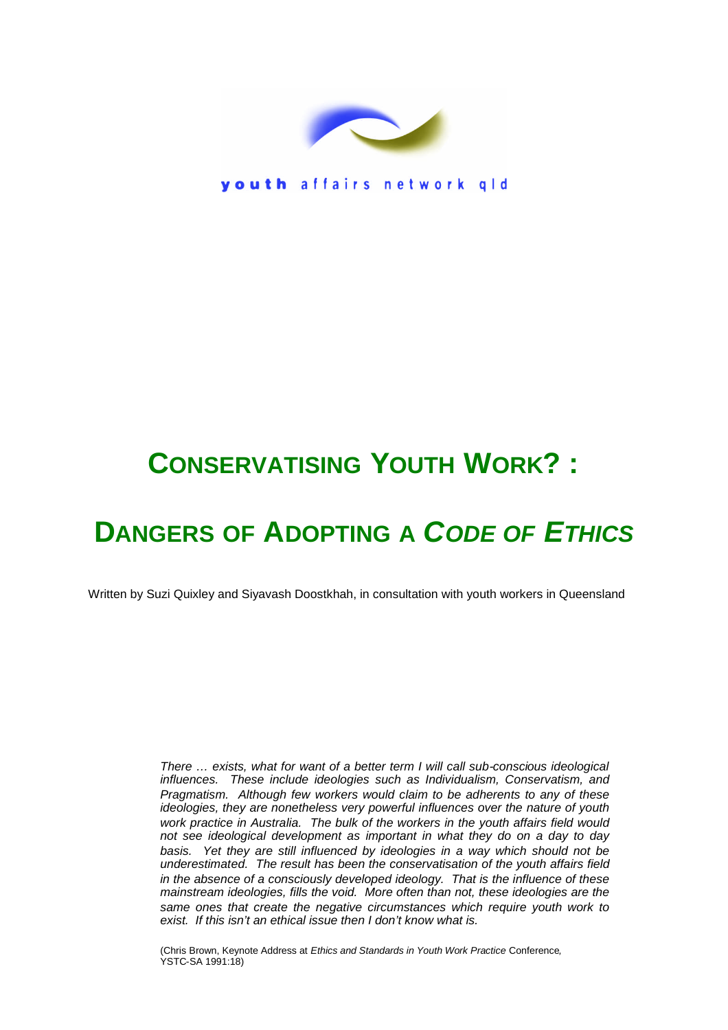youth affairs network qld

# Conservatising Youth Work? :

# Dangers of Adopting a *Code of Ethics*

Written by Suzi Quixley and Siyavash Doostkhah, in consultation with youth workers in Queensland

> *There … exists, what for want of a better term I will call sub-conscious ideological influences. These include ideologies such as Individualism, Conservatism, and Pragmatism. Although few workers would claim to be adherents to any of these ideologies, they are nonetheless very powerful influences over the nature of youth work practice in Australia. The bulk of the workers in the youth affairs field would not see ideological development as important in what they do on a day to day basis. Yet they are still influenced by ideologies in a way which should not be underestimated. The result has been the conservatisation of the youth affairs field in the absence of a consciously developed ideology. That is the influence of these mainstream ideologies, fills the void. More often than not, these ideologies are the same ones that create the negative circumstances which require youth work to exist. If this isn't an ethical issue then I don't know what is.*
>
> (Chris Brown, Keynote Address at *Ethics and Standards in Youth Work Practice* Conference*,* YSTC-SA 1991:18)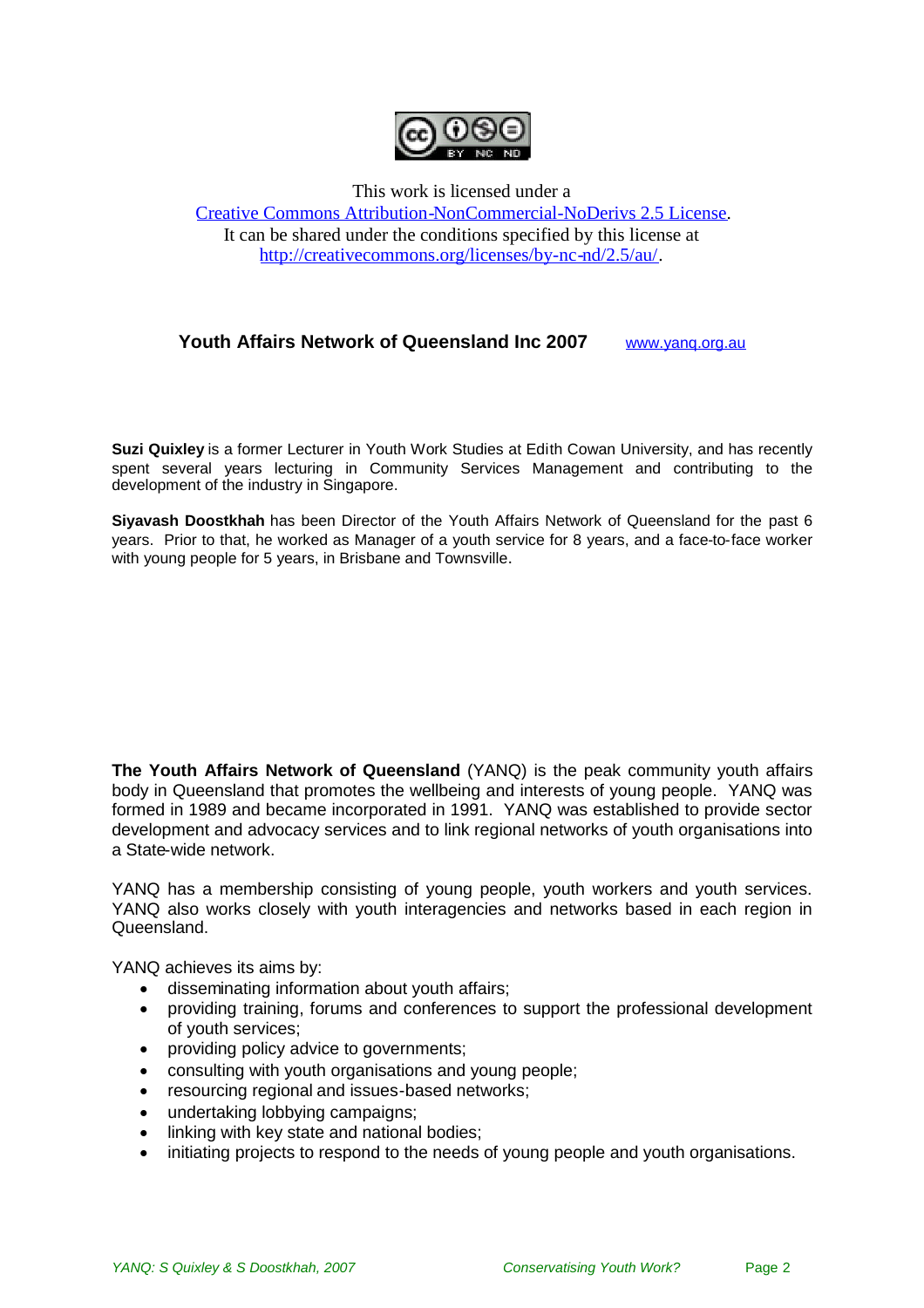This work is licensed under a
[Creative Commons Attribution-NonCommercial-NoDerivs 2.5 License](http://creativecommons.org/licenses/by-nc-nd/2.5/au/).
It can be shared under the conditions specified by this license at
http://creativecommons.org/licenses/by-nc-nd/2.5/au/.

**Youth Affairs Network of Queensland Inc 2007** www.yanq.org.au

**Suzi Quixley** is a former Lecturer in Youth Work Studies at Edith Cowan University, and has recently spent several years lecturing in Community Services Management and contributing to the development of the industry in Singapore.

**Siyavash Doostkhah** has been Director of the Youth Affairs Network of Queensland for the past 6 years. Prior to that, he worked as Manager of a youth service for 8 years, and a face-to-face worker with young people for 5 years, in Brisbane and Townsville.

**The Youth Affairs Network of Queensland** (YANQ) is the peak community youth affairs body in Queensland that promotes the wellbeing and interests of young people. YANQ was formed in 1989 and became incorporated in 1991. YANQ was established to provide sector development and advocacy services and to link regional networks of youth organisations into a State-wide network.

YANQ has a membership consisting of young people, youth workers and youth services. YANQ also works closely with youth interagencies and networks based in each region in Queensland.

YANQ achieves its aims by:

- disseminating information about youth affairs;
- providing training, forums and conferences to support the professional development of youth services;
- providing policy advice to governments;
- consulting with youth organisations and young people;
- resourcing regional and issues-based networks;
- undertaking lobbying campaigns;
- linking with key state and national bodies;
- initiating projects to respond to the needs of young people and youth organisations.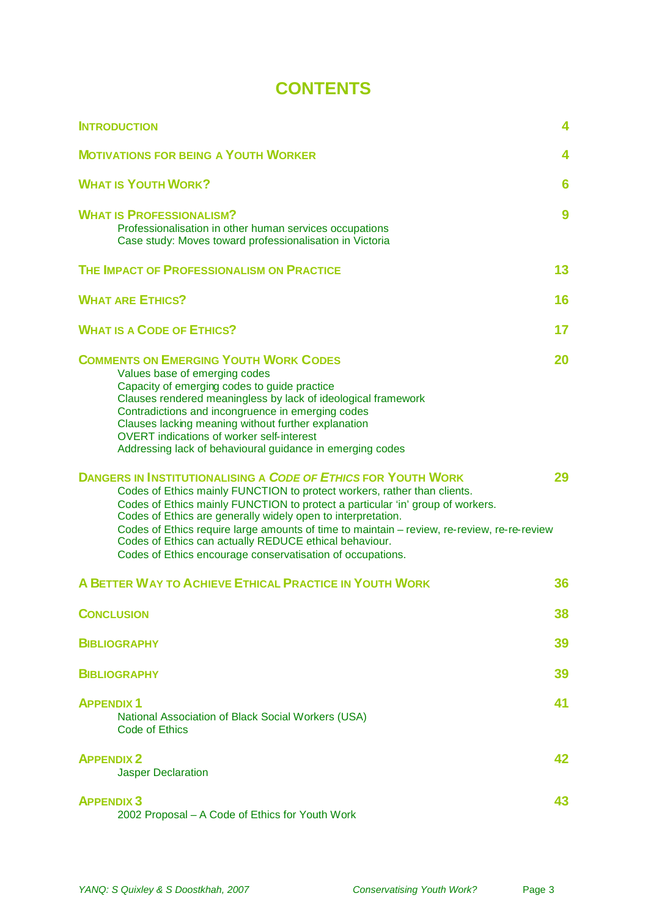# CONTENTS

| | |
|---|---|
| **INTRODUCTION** | **4** |
| **MOTIVATIONS FOR BEING A YOUTH WORKER** | **4** |
| **WHAT IS YOUTH WORK?** | **6** |
| **WHAT IS PROFESSIONALISM?**<br>Professionalisation in other human services occupations<br>Case study: Moves toward professionalisation in Victoria | **9** |
| **THE IMPACT OF PROFESSIONALISM ON PRACTICE** | **13** |
| **WHAT ARE ETHICS?** | **16** |
| **WHAT IS A CODE OF ETHICS?** | **17** |
| **COMMENTS ON EMERGING YOUTH WORK CODES**<br>Values base of emerging codes<br>Capacity of emerging codes to guide practice<br>Clauses rendered meaningless by lack of ideological framework<br>Contradictions and incongruence in emerging codes<br>Clauses lacking meaning without further explanation<br>OVERT indications of worker self-interest<br>Addressing lack of behavioural guidance in emerging codes | **20** |
| **DANGERS IN INSTITUTIONALISING A *CODE OF ETHICS* FOR YOUTH WORK**<br>Codes of Ethics mainly FUNCTION to protect workers, rather than clients.<br>Codes of Ethics mainly FUNCTION to protect a particular 'in' group of workers.<br>Codes of Ethics are generally widely open to interpretation.<br>Codes of Ethics require large amounts of time to maintain – review, re-review, re-re-review<br>Codes of Ethics can actually REDUCE ethical behaviour.<br>Codes of Ethics encourage conservatisation of occupations. | **29** |
| **A BETTER WAY TO ACHIEVE ETHICAL PRACTICE IN YOUTH WORK** | **36** |
| **CONCLUSION** | **38** |
| **BIBLIOGRAPHY** | **39** |
| **BIBLIOGRAPHY** | **39** |
| **APPENDIX 1**<br>National Association of Black Social Workers (USA)<br>Code of Ethics | **41** |
| **APPENDIX 2**<br>Jasper Declaration | **42** |
| **APPENDIX 3**<br>2002 Proposal – A Code of Ethics for Youth Work | **43** |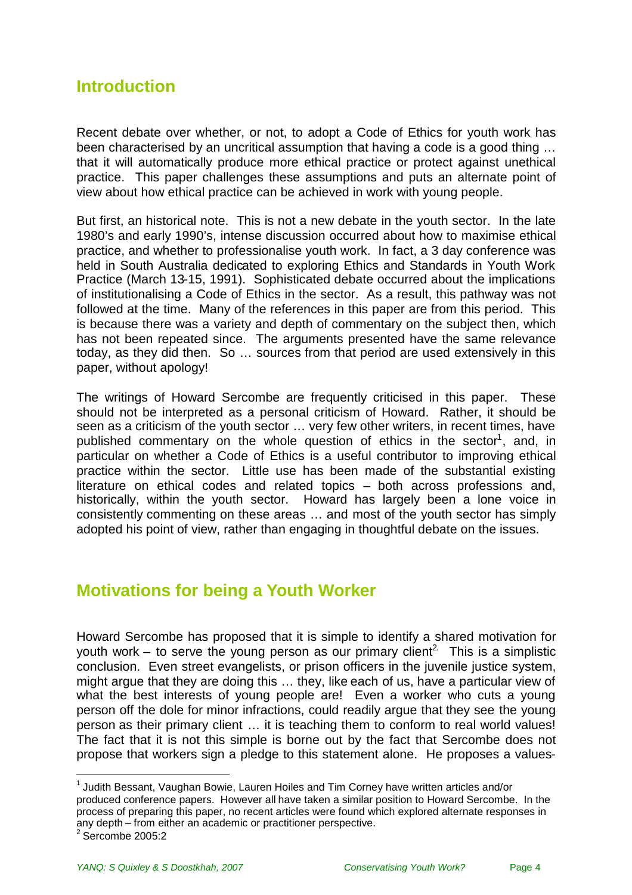## Introduction

Recent debate over whether, or not, to adopt a Code of Ethics for youth work has been characterised by an uncritical assumption that having a code is a good thing … that it will automatically produce more ethical practice or protect against unethical practice. This paper challenges these assumptions and puts an alternate point of view about how ethical practice can be achieved in work with young people.

But first, an historical note. This is not a new debate in the youth sector. In the late 1980's and early 1990's, intense discussion occurred about how to maximise ethical practice, and whether to professionalise youth work. In fact, a 3 day conference was held in South Australia dedicated to exploring Ethics and Standards in Youth Work Practice (March 13-15, 1991). Sophisticated debate occurred about the implications of institutionalising a Code of Ethics in the sector. As a result, this pathway was not followed at the time. Many of the references in this paper are from this period. This is because there was a variety and depth of commentary on the subject then, which has not been repeated since. The arguments presented have the same relevance today, as they did then. So … sources from that period are used extensively in this paper, without apology!

The writings of Howard Sercombe are frequently criticised in this paper. These should not be interpreted as a personal criticism of Howard. Rather, it should be seen as a criticism of the youth sector … very few other writers, in recent times, have published commentary on the whole question of ethics in the sector[1], and, in particular on whether a Code of Ethics is a useful contributor to improving ethical practice within the sector. Little use has been made of the substantial existing literature on ethical codes and related topics – both across professions and, historically, within the youth sector. Howard has largely been a lone voice in consistently commenting on these areas … and most of the youth sector has simply adopted his point of view, rather than engaging in thoughtful debate on the issues.

## Motivations for being a Youth Worker

Howard Sercombe has proposed that it is simple to identify a shared motivation for youth work – to serve the young person as our primary client[2]. This is a simplistic conclusion. Even street evangelists, or prison officers in the juvenile justice system, might argue that they are doing this … they, like each of us, have a particular view of what the best interests of young people are! Even a worker who cuts a young person off the dole for minor infractions, could readily argue that they see the young person as their primary client … it is teaching them to conform to real world values! The fact that it is not this simple is borne out by the fact that Sercombe does not propose that workers sign a pledge to this statement alone. He proposes a values-

---

[1] Judith Bessant, Vaughan Bowie, Lauren Hoiles and Tim Corney have written articles and/or produced conference papers. However all have taken a similar position to Howard Sercombe. In the process of preparing this paper, no recent articles were found which explored alternate responses in any depth – from either an academic or practitioner perspective.

[2] Sercombe 2005:2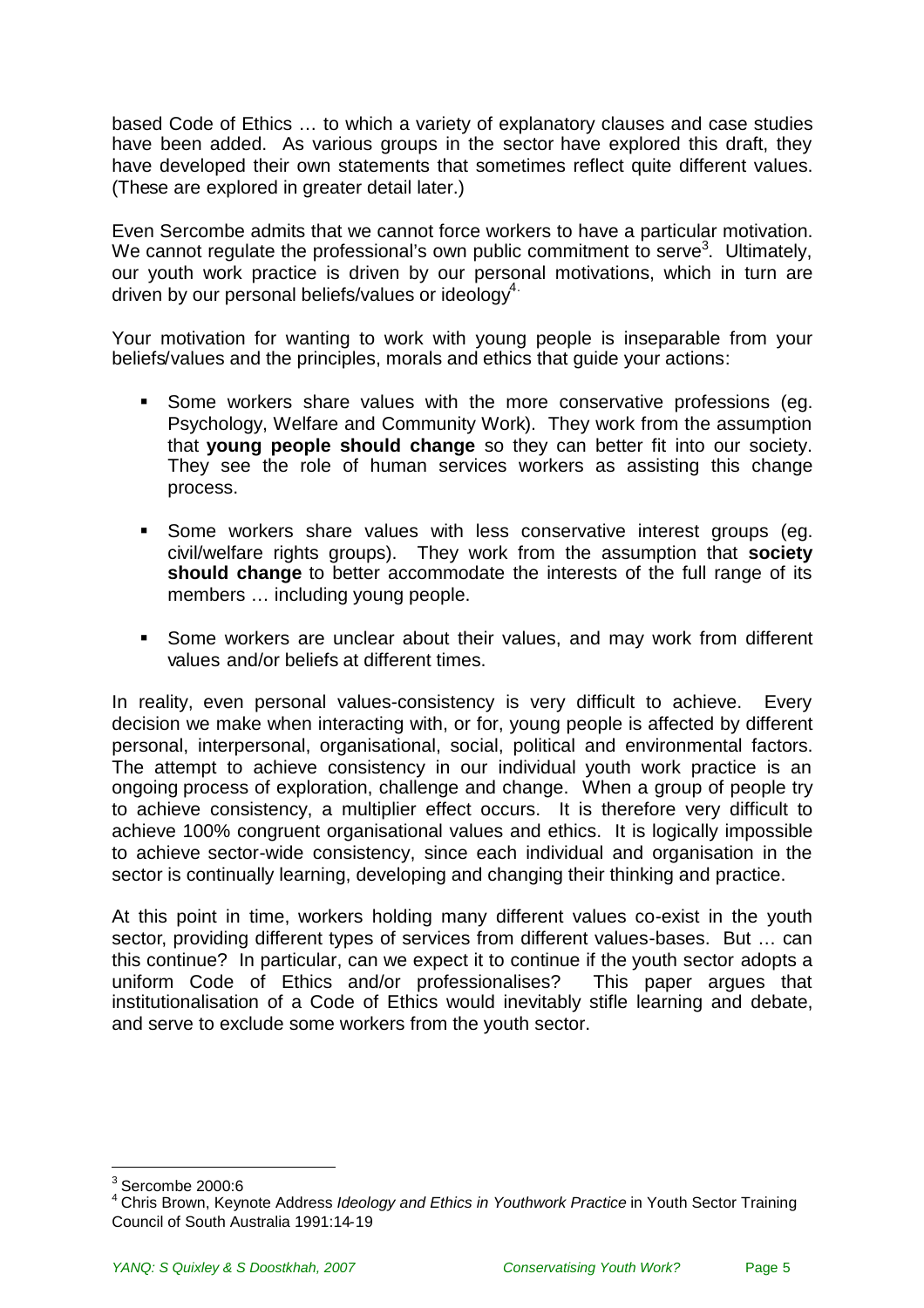based Code of Ethics … to which a variety of explanatory clauses and case studies have been added. As various groups in the sector have explored this draft, they have developed their own statements that sometimes reflect quite different values. (These are explored in greater detail later.)

Even Sercombe admits that we cannot force workers to have a particular motivation. We cannot regulate the professional's own public commitment to serve[3]. Ultimately, our youth work practice is driven by our personal motivations, which in turn are driven by our personal beliefs/values or ideology[4].

Your motivation for wanting to work with young people is inseparable from your beliefs/values and the principles, morals and ethics that guide your actions:

- Some workers share values with the more conservative professions (eg. Psychology, Welfare and Community Work). They work from the assumption that **young people should change** so they can better fit into our society. They see the role of human services workers as assisting this change process.
- Some workers share values with less conservative interest groups (eg. civil/welfare rights groups). They work from the assumption that **society should change** to better accommodate the interests of the full range of its members … including young people.
- Some workers are unclear about their values, and may work from different values and/or beliefs at different times.

In reality, even personal values-consistency is very difficult to achieve. Every decision we make when interacting with, or for, young people is affected by different personal, interpersonal, organisational, social, political and environmental factors. The attempt to achieve consistency in our individual youth work practice is an ongoing process of exploration, challenge and change. When a group of people try to achieve consistency, a multiplier effect occurs. It is therefore very difficult to achieve 100% congruent organisational values and ethics. It is logically impossible to achieve sector-wide consistency, since each individual and organisation in the sector is continually learning, developing and changing their thinking and practice.

At this point in time, workers holding many different values co-exist in the youth sector, providing different types of services from different values-bases. But … can this continue? In particular, can we expect it to continue if the youth sector adopts a uniform Code of Ethics and/or professionalises? This paper argues that institutionalisation of a Code of Ethics would inevitably stifle learning and debate, and serve to exclude some workers from the youth sector.

---

[3] Sercombe 2000:6

[4] Chris Brown, Keynote Address *Ideology and Ethics in Youthwork Practice* in Youth Sector Training Council of South Australia 1991:14-19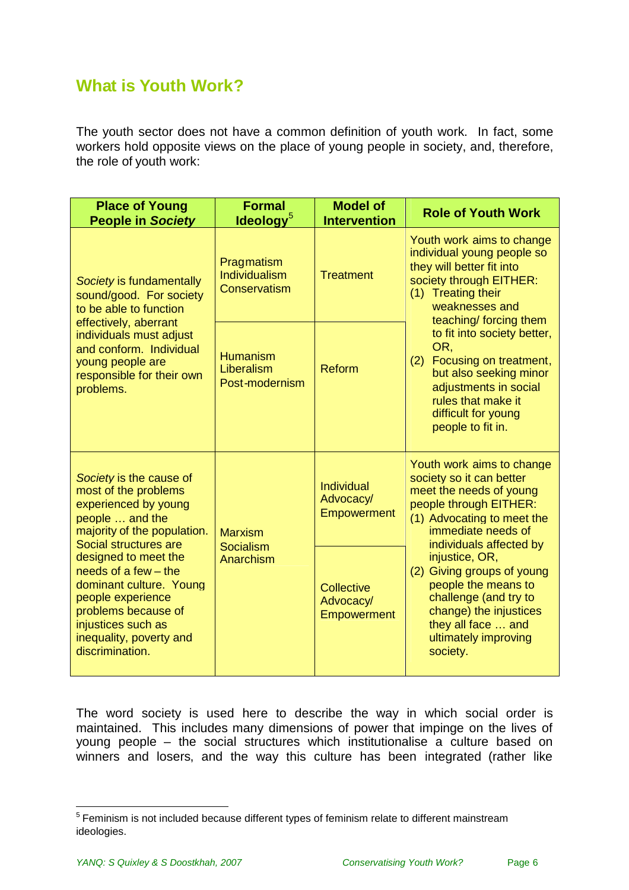## What is Youth Work?

The youth sector does not have a common definition of youth work. In fact, some workers hold opposite views on the place of young people in society, and, therefore, the role of youth work:

| Place of Young People in *Society* | Formal Ideology[5] | Model of Intervention | Role of Youth Work |
|---|---|---|---|
| *Society* is fundamentally sound/good. For society to be able to function effectively, aberrant individuals must adjust and conform. Individual young people are responsible for their own problems. | Pragmatism<br>Individualism<br>Conservatism | Treatment | Youth work aims to change individual young people so they will better fit into society through EITHER:<br>(1) Treating their weaknesses and teaching/ forcing them to fit into society better, OR,<br>(2) Focusing on treatment, but also seeking minor adjustments in social rules that make it difficult for young people to fit in. |
| | Humanism<br>Liberalism<br>Post-modernism | Reform | |
| *Society* is the cause of most of the problems experienced by young people … and the majority of the population. Social structures are designed to meet the needs of a few – the dominant culture. Young people experience problems because of injustices such as inequality, poverty and discrimination. | Marxism<br>Socialism<br>Anarchism | Individual Advocacy/ Empowerment | Youth work aims to change society so it can better meet the needs of young people through EITHER:<br>(1) Advocating to meet the immediate needs of individuals affected by injustice, OR,<br>(2) Giving groups of young people the means to challenge (and try to change) the injustices they all face … and ultimately improving society. |
| | | Collective Advocacy/ Empowerment | |

The word society is used here to describe the way in which social order is maintained. This includes many dimensions of power that impinge on the lives of young people – the social structures which institutionalise a culture based on winners and losers, and the way this culture has been integrated (rather like

[5] Feminism is not included because different types of feminism relate to different mainstream ideologies.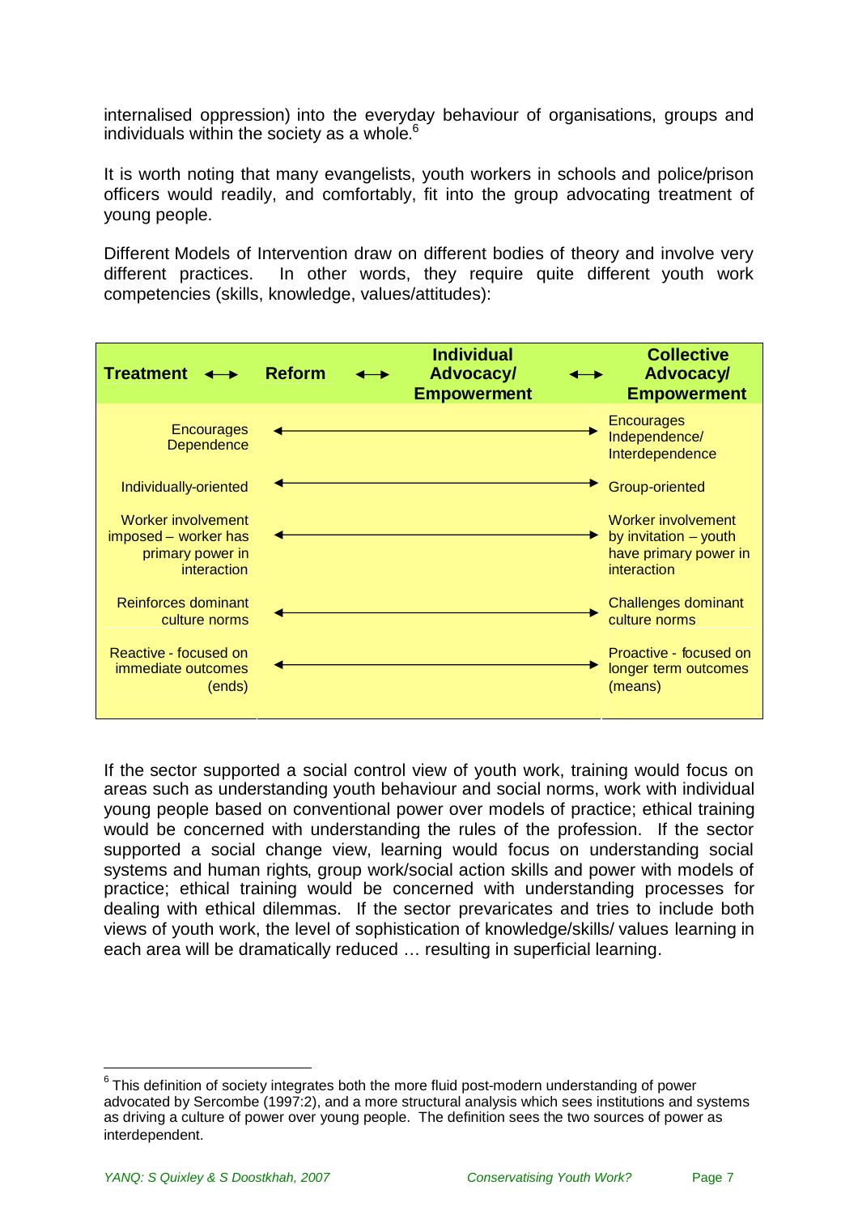internalised oppression) into the everyday behaviour of organisations, groups and individuals within the society as a whole.[6]

It is worth noting that many evangelists, youth workers in schools and police/prison officers would readily, and comfortably, fit into the group advocating treatment of young people.

Different Models of Intervention draw on different bodies of theory and involve very different practices. In other words, they require quite different youth work competencies (skills, knowledge, values/attitudes):

| **Treatment** ⟷ | **Reform** ⟷ | **Individual Advocacy/ Empowerment** ⟷ | **Collective Advocacy/ Empowerment** |
|---|---|---|---|
| Encourages Dependence | ⟵ | ⟶ | Encourages Independence/ Interdependence |
| Individually-oriented | ⟵ | ⟶ | Group-oriented |
| Worker involvement imposed – worker has primary power in interaction | ⟵ | ⟶ | Worker involvement by invitation – youth have primary power in interaction |
| Reinforces dominant culture norms | ⟵ | ⟶ | Challenges dominant culture norms |
| Reactive - focused on immediate outcomes (ends) | ⟵ | ⟶ | Proactive - focused on longer term outcomes (means) |

If the sector supported a social control view of youth work, training would focus on areas such as understanding youth behaviour and social norms, work with individual young people based on conventional power over models of practice; ethical training would be concerned with understanding the rules of the profession. If the sector supported a social change view, learning would focus on understanding social systems and human rights, group work/social action skills and power with models of practice; ethical training would be concerned with understanding processes for dealing with ethical dilemmas. If the sector prevaricates and tries to include both views of youth work, the level of sophistication of knowledge/skills/ values learning in each area will be dramatically reduced … resulting in superficial learning.

---

[6] This definition of society integrates both the more fluid post-modern understanding of power advocated by Sercombe (1997:2), and a more structural analysis which sees institutions and systems as driving a culture of power over young people. The definition sees the two sources of power as interdependent.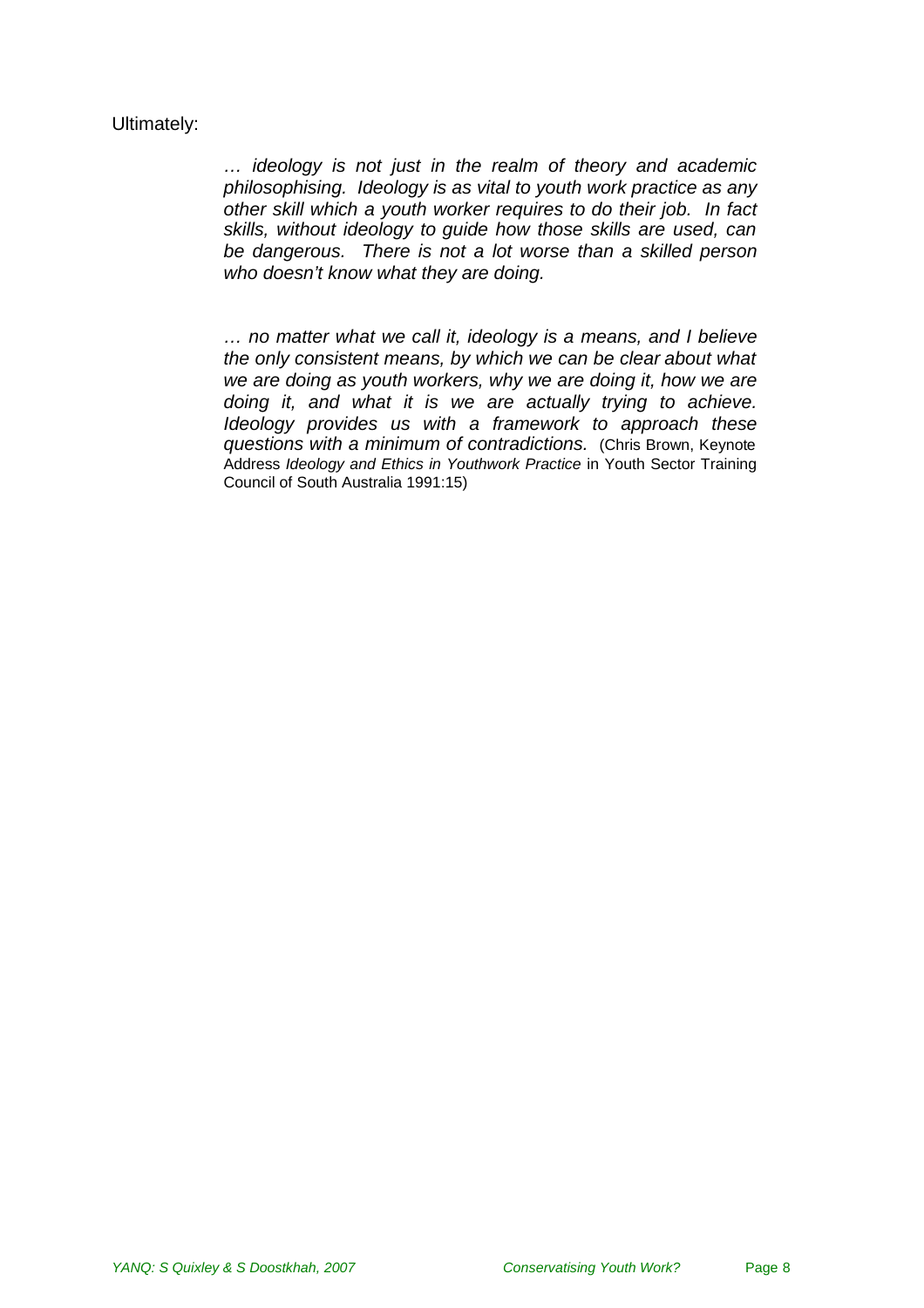Ultimately:

> *… ideology is not just in the realm of theory and academic philosophising. Ideology is as vital to youth work practice as any other skill which a youth worker requires to do their job. In fact skills, without ideology to guide how those skills are used, can be dangerous. There is not a lot worse than a skilled person who doesn't know what they are doing.*
>
> *… no matter what we call it, ideology is a means, and I believe the only consistent means, by which we can be clear about what we are doing as youth workers, why we are doing it, how we are doing it, and what it is we are actually trying to achieve. Ideology provides us with a framework to approach these questions with a minimum of contradictions.* (Chris Brown, Keynote Address *Ideology and Ethics in Youthwork Practice* in Youth Sector Training Council of South Australia 1991:15)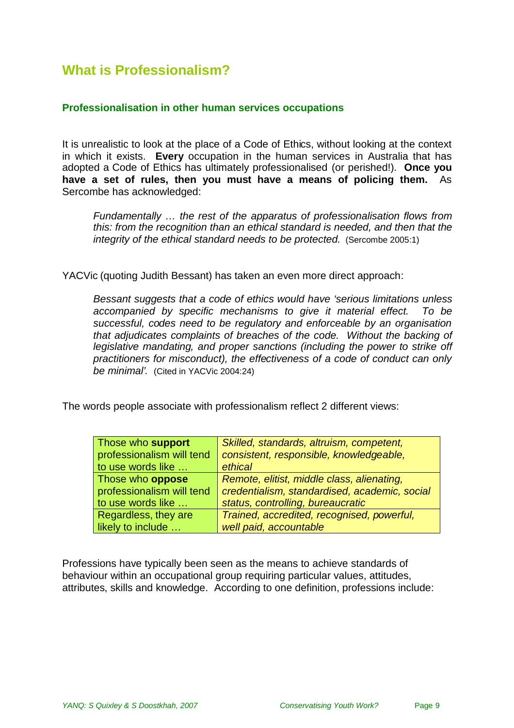## What is Professionalism?

### Professionalisation in other human services occupations

It is unrealistic to look at the place of a Code of Ethics, without looking at the context in which it exists. **Every** occupation in the human services in Australia that has adopted a Code of Ethics has ultimately professionalised (or perished!). **Once you have a set of rules, then you must have a means of policing them.** As Sercombe has acknowledged:

> *Fundamentally … the rest of the apparatus of professionalisation flows from this: from the recognition than an ethical standard is needed, and then that the integrity of the ethical standard needs to be protected.* (Sercombe 2005:1)

YACVic (quoting Judith Bessant) has taken an even more direct approach:

> *Bessant suggests that a code of ethics would have 'serious limitations unless accompanied by specific mechanisms to give it material effect. To be successful, codes need to be regulatory and enforceable by an organisation that adjudicates complaints of breaches of the code. Without the backing of legislative mandating, and proper sanctions (including the power to strike off practitioners for misconduct), the effectiveness of a code of conduct can only be minimal'.* (Cited in YACVic 2004:24)

The words people associate with professionalism reflect 2 different views:

| | |
|---|---|
| Those who **support** professionalism will tend to use words like … | *Skilled, standards, altruism, competent, consistent, responsible, knowledgeable, ethical* |
| Those who **oppose** professionalism will tend to use words like … | *Remote, elitist, middle class, alienating, credentialism, standardised, academic, social status, controlling, bureaucratic* |
| Regardless, they are likely to include … | *Trained, accredited, recognised, powerful, well paid, accountable* |

Professions have typically been seen as the means to achieve standards of behaviour within an occupational group requiring particular values, attitudes, attributes, skills and knowledge. According to one definition, professions include: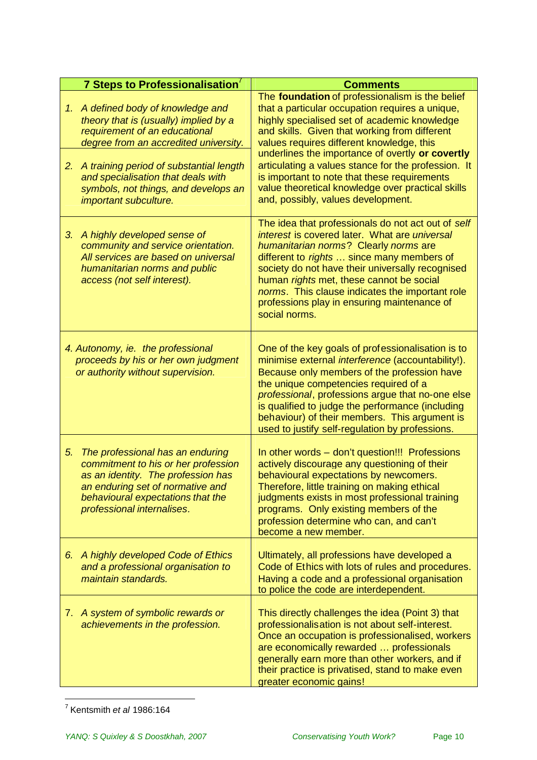| 7 Steps to Professionalisation[7] | Comments |
|---|---|
| 1. *A defined body of knowledge and theory that is (usually) implied by a requirement of an educational degree from an accredited university.*<br><br>2. *A training period of substantial length and specialisation that deals with symbols, not things, and develops an important subculture.* | The **foundation** of professionalism is the belief that a particular occupation requires a unique, highly specialised set of academic knowledge and skills. Given that working from different values requires different knowledge, this underlines the importance of overtly **or covertly** articulating a values stance for the profession. It is important to note that these requirements value theoretical knowledge over practical skills and, possibly, values development. |
| 3. *A highly developed sense of community and service orientation. All services are based on universal humanitarian norms and public access (not self interest).* | The idea that professionals do not act out of *self interest* is covered later. What are *universal humanitarian norms*? Clearly *norms* are different to *rights* … since many members of society do not have their universally recognised human *rights* met, these cannot be social *norms*. This clause indicates the important role professions play in ensuring maintenance of social norms. |
| 4. *Autonomy, ie. the professional proceeds by his or her own judgment or authority without supervision.* | One of the key goals of professionalisation is to minimise external *interference* (accountability!). Because only members of the profession have the unique competencies required of a *professional*, professions argue that no-one else is qualified to judge the performance (including behaviour) of their members. This argument is used to justify self-regulation by professions. |
| 5. *The professional has an enduring commitment to his or her profession as an identity. The profession has an enduring set of normative and behavioural expectations that the professional internalises.* | In other words – don't question!!! Professions actively discourage any questioning of their behavioural expectations by newcomers. Therefore, little training on making ethical judgments exists in most professional training programs. Only existing members of the profession determine who can, and can't become a new member. |
| 6. *A highly developed Code of Ethics and a professional organisation to maintain standards.* | Ultimately, all professions have developed a Code of Ethics with lots of rules and procedures. Having a code and a professional organisation to police the code are interdependent. |
| 7. *A system of symbolic rewards or achievements in the profession.* | This directly challenges the idea (Point 3) that professionalisation is not about self-interest. Once an occupation is professionalised, workers are economically rewarded … professionals generally earn more than other workers, and if their practice is privatised, stand to make even greater economic gains! |

[7] Kentsmith *et al* 1986:164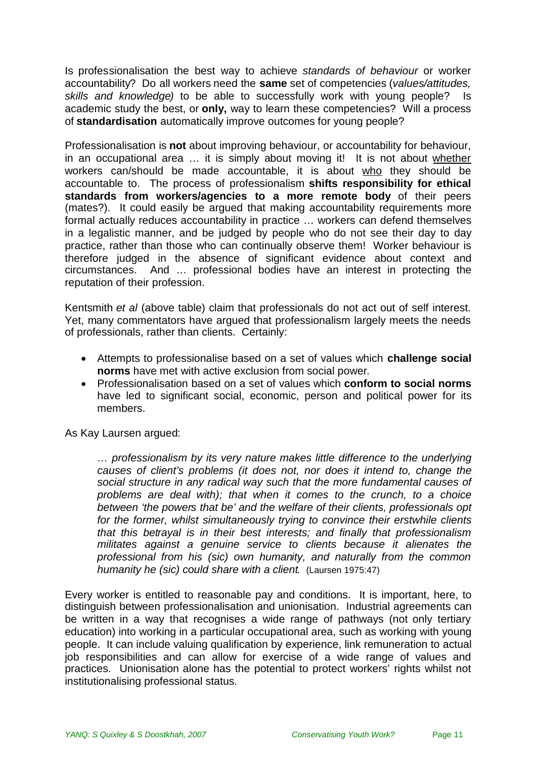Is professionalisation the best way to achieve *standards of behaviour* or worker accountability? Do all workers need the **same** set of competencies (*values/attitudes, skills and knowledge)* to be able to successfully work with young people? Is academic study the best, or **only,** way to learn these competencies? Will a process of **standardisation** automatically improve outcomes for young people?

Professionalisation is **not** about improving behaviour, or accountability for behaviour, in an occupational area … it is simply about moving it! It is not about whether workers can/should be made accountable, it is about who they should be accountable to. The process of professionalism **shifts responsibility for ethical standards from workers/agencies to a more remote body** of their peers (mates?). It could easily be argued that making accountability requirements more formal actually reduces accountability in practice … workers can defend themselves in a legalistic manner, and be judged by people who do not see their day to day practice, rather than those who can continually observe them! Worker behaviour is therefore judged in the absence of significant evidence about context and circumstances. And … professional bodies have an interest in protecting the reputation of their profession.

Kentsmith *et al* (above table) claim that professionals do not act out of self interest. Yet, many commentators have argued that professionalism largely meets the needs of professionals, rather than clients. Certainly:

- Attempts to professionalise based on a set of values which **challenge social norms** have met with active exclusion from social power.
- Professionalisation based on a set of values which **conform to social norms** have led to significant social, economic, person and political power for its members.

As Kay Laursen argued:

> *… professionalism by its very nature makes little difference to the underlying causes of client's problems (it does not, nor does it intend to, change the social structure in any radical way such that the more fundamental causes of problems are deal with); that when it comes to the crunch, to a choice between 'the powers that be' and the welfare of their clients, professionals opt for the former, whilst simultaneously trying to convince their erstwhile clients that this betrayal is in their best interests; and finally that professionalism militates against a genuine service to clients because it alienates the professional from his (sic) own humanity, and naturally from the common humanity he (sic) could share with a client.* (Laursen 1975:47)

Every worker is entitled to reasonable pay and conditions. It is important, here, to distinguish between professionalisation and unionisation. Industrial agreements can be written in a way that recognises a wide range of pathways (not only tertiary education) into working in a particular occupational area, such as working with young people. It can include valuing qualification by experience, link remuneration to actual job responsibilities and can allow for exercise of a wide range of values and practices. Unionisation alone has the potential to protect workers' rights whilst not institutionalising professional status.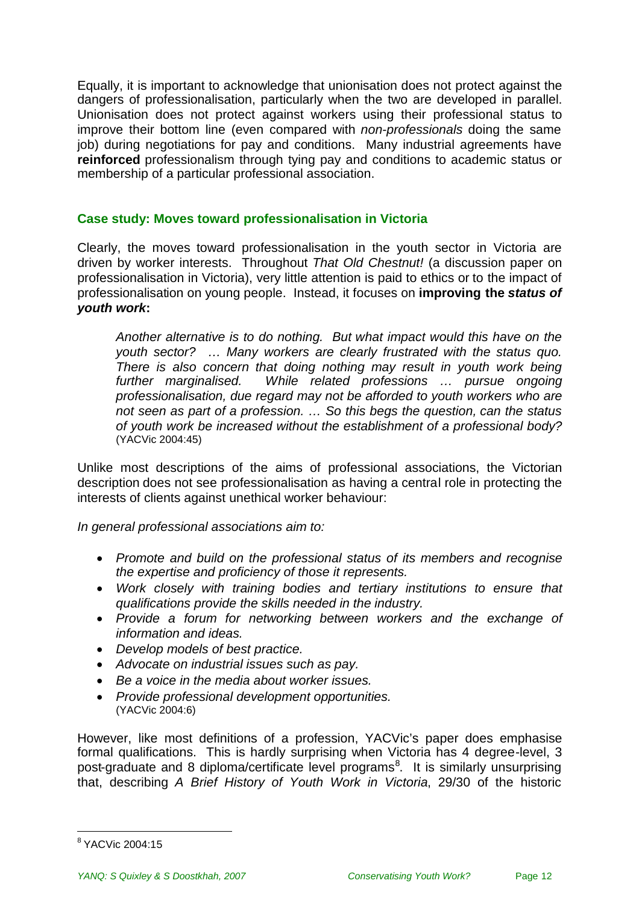Equally, it is important to acknowledge that unionisation does not protect against the dangers of professionalisation, particularly when the two are developed in parallel. Unionisation does not protect against workers using their professional status to improve their bottom line (even compared with *non-professionals* doing the same job) during negotiations for pay and conditions. Many industrial agreements have **reinforced** professionalism through tying pay and conditions to academic status or membership of a particular professional association.

### Case study: Moves toward professionalisation in Victoria

Clearly, the moves toward professionalisation in the youth sector in Victoria are driven by worker interests. Throughout *That Old Chestnut!* (a discussion paper on professionalisation in Victoria), very little attention is paid to ethics or to the impact of professionalisation on young people. Instead, it focuses on **improving the *status of youth work***:

> *Another alternative is to do nothing. But what impact would this have on the youth sector? … Many workers are clearly frustrated with the status quo. There is also concern that doing nothing may result in youth work being further marginalised. While related professions … pursue ongoing professionalisation, due regard may not be afforded to youth workers who are not seen as part of a profession. … So this begs the question, can the status of youth work be increased without the establishment of a professional body?* (YACVic 2004:45)

Unlike most descriptions of the aims of professional associations, the Victorian description does not see professionalisation as having a central role in protecting the interests of clients against unethical worker behaviour:

*In general professional associations aim to:*

- *Promote and build on the professional status of its members and recognise the expertise and proficiency of those it represents.*
- *Work closely with training bodies and tertiary institutions to ensure that qualifications provide the skills needed in the industry.*
- *Provide a forum for networking between workers and the exchange of information and ideas.*
- *Develop models of best practice.*
- *Advocate on industrial issues such as pay.*
- *Be a voice in the media about worker issues.*
- *Provide professional development opportunities.* (YACVic 2004:6)

However, like most definitions of a profession, YACVic's paper does emphasise formal qualifications. This is hardly surprising when Victoria has 4 degree-level, 3 post-graduate and 8 diploma/certificate level programs[8]. It is similarly unsurprising that, describing *A Brief History of Youth Work in Victoria*, 29/30 of the historic

[8] YACVic 2004:15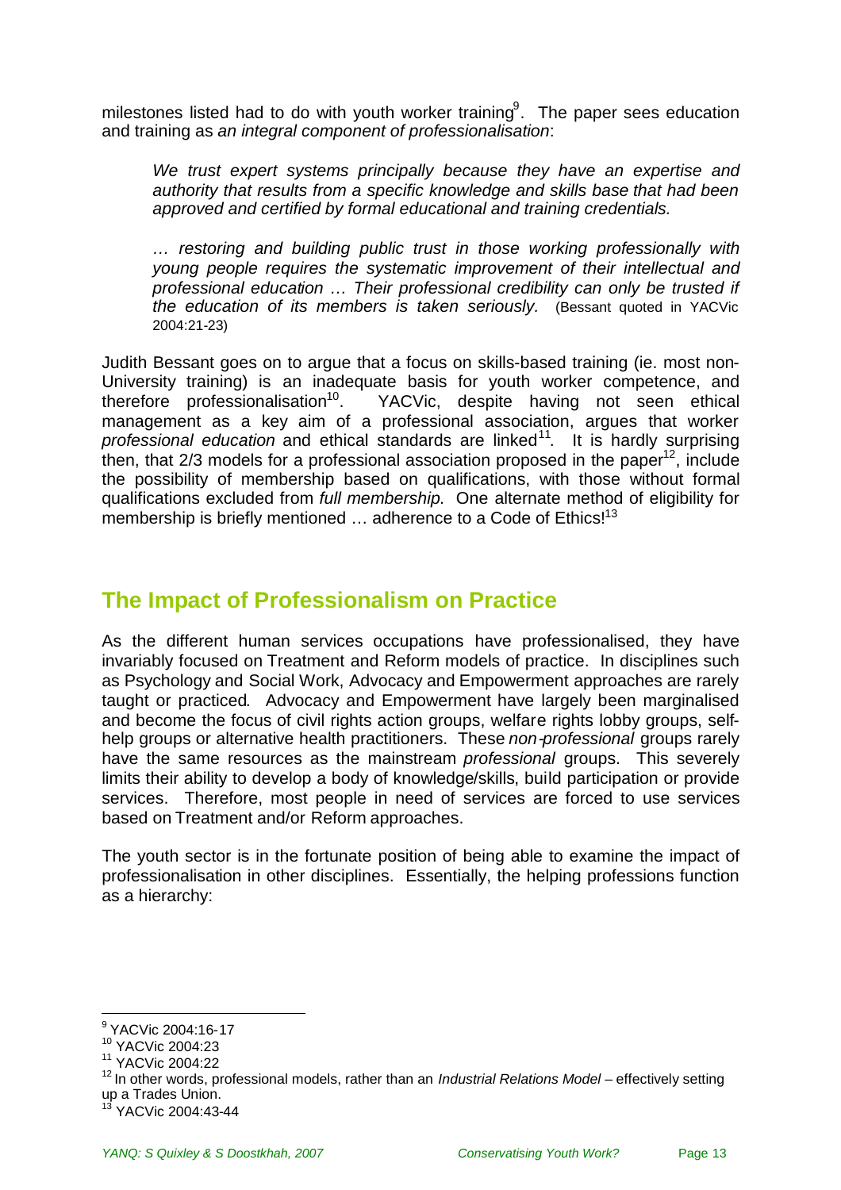milestones listed had to do with youth worker training[9]. The paper sees education and training as *an integral component of professionalisation*:

> *We trust expert systems principally because they have an expertise and authority that results from a specific knowledge and skills base that had been approved and certified by formal educational and training credentials.*
>
> *… restoring and building public trust in those working professionally with young people requires the systematic improvement of their intellectual and professional education … Their professional credibility can only be trusted if the education of its members is taken seriously.* (Bessant quoted in YACVic 2004:21-23)

Judith Bessant goes on to argue that a focus on skills-based training (ie. most non-University training) is an inadequate basis for youth worker competence, and therefore professionalisation[10]. YACVic, despite having not seen ethical management as a key aim of a professional association, argues that worker *professional education* and ethical standards are linked[11]. It is hardly surprising then, that 2/3 models for a professional association proposed in the paper[12], include the possibility of membership based on qualifications, with those without formal qualifications excluded from *full membership.* One alternate method of eligibility for membership is briefly mentioned … adherence to a Code of Ethics![13]

## The Impact of Professionalism on Practice

As the different human services occupations have professionalised, they have invariably focused on Treatment and Reform models of practice. In disciplines such as Psychology and Social Work, Advocacy and Empowerment approaches are rarely taught or practiced. Advocacy and Empowerment have largely been marginalised and become the focus of civil rights action groups, welfare rights lobby groups, self-help groups or alternative health practitioners. These *non-professional* groups rarely have the same resources as the mainstream *professional* groups. This severely limits their ability to develop a body of knowledge/skills, build participation or provide services. Therefore, most people in need of services are forced to use services based on Treatment and/or Reform approaches.

The youth sector is in the fortunate position of being able to examine the impact of professionalisation in other disciplines. Essentially, the helping professions function as a hierarchy:

---

[9] YACVic 2004:16-17

[10] YACVic 2004:23

[11] YACVic 2004:22

[12] In other words, professional models, rather than an *Industrial Relations Model* – effectively setting up a Trades Union.

[13] YACVic 2004:43-44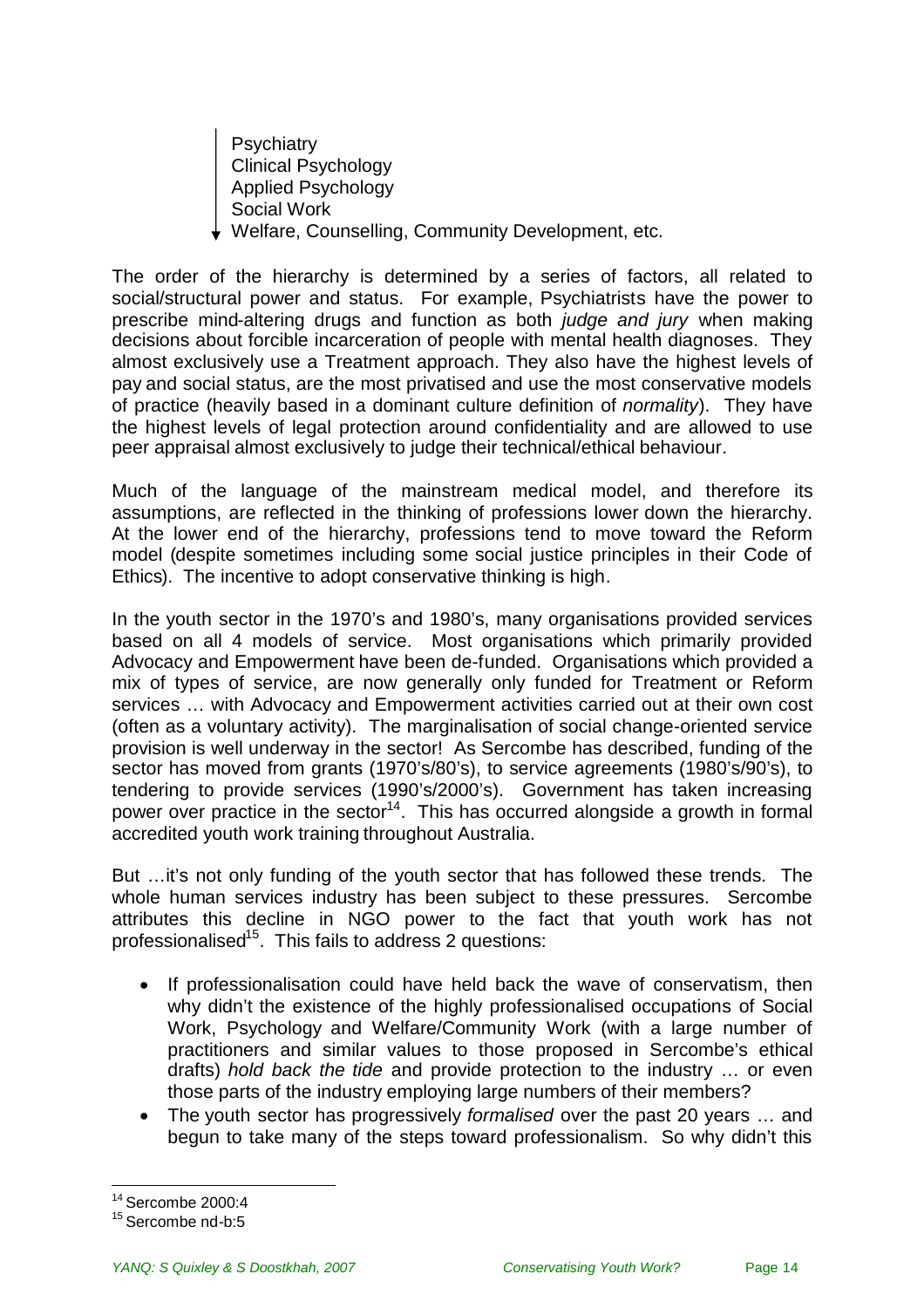Psychiatry
Clinical Psychology
Applied Psychology
Social Work
Welfare, Counselling, Community Development, etc.

The order of the hierarchy is determined by a series of factors, all related to social/structural power and status. For example, Psychiatrists have the power to prescribe mind-altering drugs and function as both *judge and jury* when making decisions about forcible incarceration of people with mental health diagnoses. They almost exclusively use a Treatment approach. They also have the highest levels of pay and social status, are the most privatised and use the most conservative models of practice (heavily based in a dominant culture definition of *normality*). They have the highest levels of legal protection around confidentiality and are allowed to use peer appraisal almost exclusively to judge their technical/ethical behaviour.

Much of the language of the mainstream medical model, and therefore its assumptions, are reflected in the thinking of professions lower down the hierarchy. At the lower end of the hierarchy, professions tend to move toward the Reform model (despite sometimes including some social justice principles in their Code of Ethics). The incentive to adopt conservative thinking is high.

In the youth sector in the 1970's and 1980's, many organisations provided services based on all 4 models of service. Most organisations which primarily provided Advocacy and Empowerment have been de-funded. Organisations which provided a mix of types of service, are now generally only funded for Treatment or Reform services … with Advocacy and Empowerment activities carried out at their own cost (often as a voluntary activity). The marginalisation of social change-oriented service provision is well underway in the sector! As Sercombe has described, funding of the sector has moved from grants (1970's/80's), to service agreements (1980's/90's), to tendering to provide services (1990's/2000's). Government has taken increasing power over practice in the sector[14]. This has occurred alongside a growth in formal accredited youth work training throughout Australia.

But …it's not only funding of the youth sector that has followed these trends. The whole human services industry has been subject to these pressures. Sercombe attributes this decline in NGO power to the fact that youth work has not professionalised[15]. This fails to address 2 questions:

- If professionalisation could have held back the wave of conservatism, then why didn't the existence of the highly professionalised occupations of Social Work, Psychology and Welfare/Community Work (with a large number of practitioners and similar values to those proposed in Sercombe's ethical drafts) *hold back the tide* and provide protection to the industry … or even those parts of the industry employing large numbers of their members?
- The youth sector has progressively *formalised* over the past 20 years … and begun to take many of the steps toward professionalism. So why didn't this

[14] Sercombe 2000:4
[15] Sercombe nd-b:5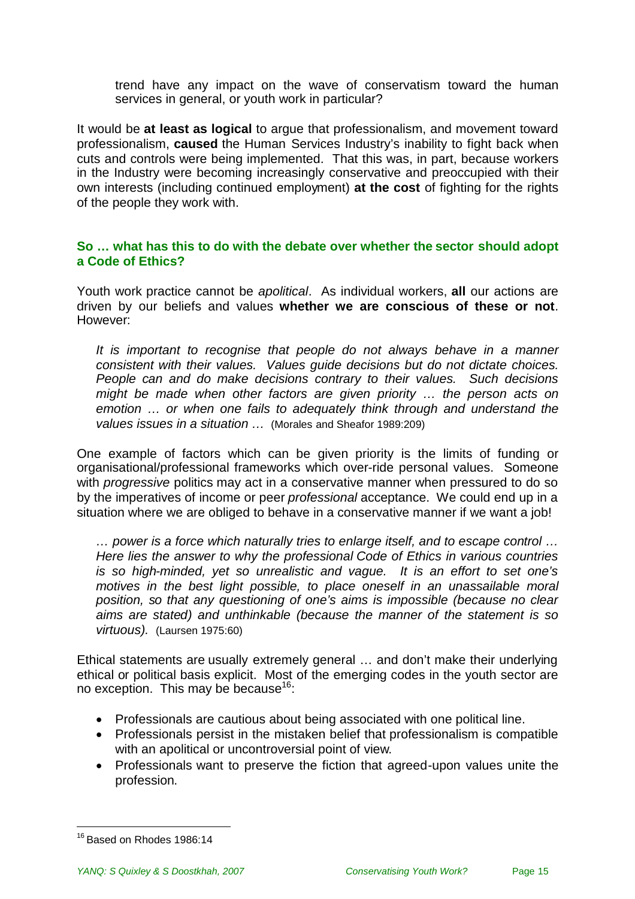trend have any impact on the wave of conservatism toward the human services in general, or youth work in particular?

It would be **at least as logical** to argue that professionalism, and movement toward professionalism, **caused** the Human Services Industry's inability to fight back when cuts and controls were being implemented. That this was, in part, because workers in the Industry were becoming increasingly conservative and preoccupied with their own interests (including continued employment) **at the cost** of fighting for the rights of the people they work with.

### So … what has this to do with the debate over whether the sector should adopt a Code of Ethics?

Youth work practice cannot be *apolitical*. As individual workers, **all** our actions are driven by our beliefs and values **whether we are conscious of these or not**. However:

> *It is important to recognise that people do not always behave in a manner consistent with their values. Values guide decisions but do not dictate choices. People can and do make decisions contrary to their values. Such decisions might be made when other factors are given priority … the person acts on emotion … or when one fails to adequately think through and understand the values issues in a situation …* (Morales and Sheafor 1989:209)

One example of factors which can be given priority is the limits of funding or organisational/professional frameworks which over-ride personal values. Someone with *progressive* politics may act in a conservative manner when pressured to do so by the imperatives of income or peer *professional* acceptance. We could end up in a situation where we are obliged to behave in a conservative manner if we want a job!

> *… power is a force which naturally tries to enlarge itself, and to escape control … Here lies the answer to why the professional Code of Ethics in various countries is so high-minded, yet so unrealistic and vague. It is an effort to set one's motives in the best light possible, to place oneself in an unassailable moral position, so that any questioning of one's aims is impossible (because no clear aims are stated) and unthinkable (because the manner of the statement is so virtuous).* (Laursen 1975:60)

Ethical statements are usually extremely general … and don't make their underlying ethical or political basis explicit. Most of the emerging codes in the youth sector are no exception. This may be because[16]:

- Professionals are cautious about being associated with one political line.
- Professionals persist in the mistaken belief that professionalism is compatible with an apolitical or uncontroversial point of view.
- Professionals want to preserve the fiction that agreed-upon values unite the profession.

---

[16] Based on Rhodes 1986:14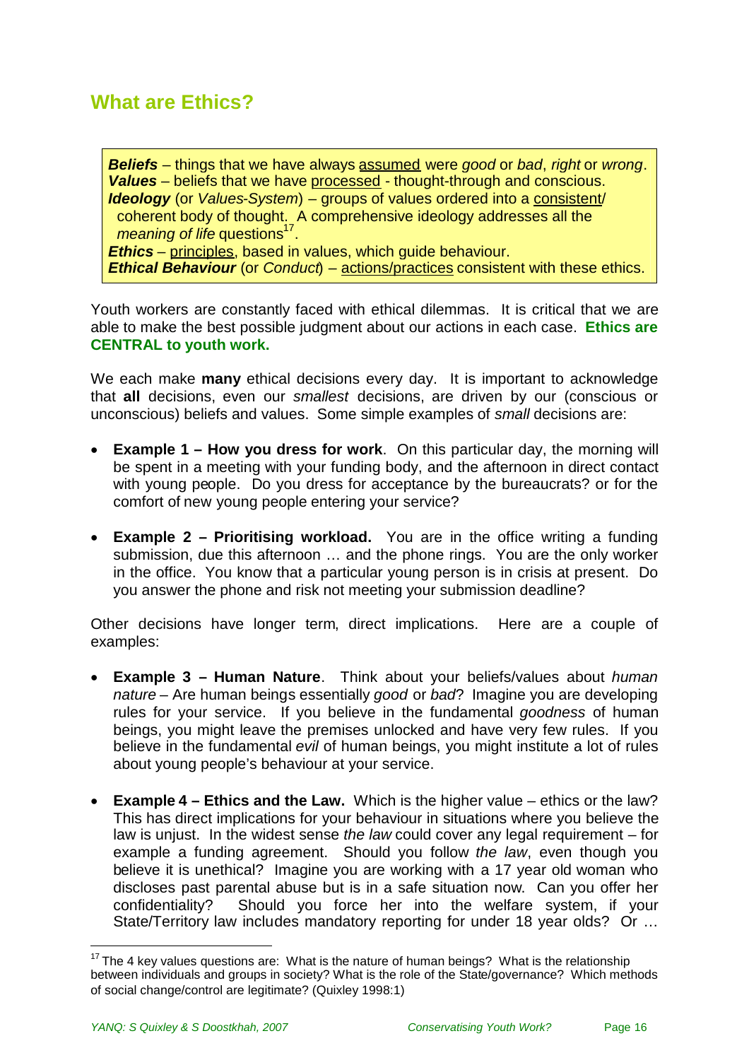## What are Ethics?

> ***Beliefs*** – things that we have always assumed were *good* or *bad*, *right* or *wrong*.
> ***Values*** – beliefs that we have processed - thought-through and conscious.
> ***Ideology*** (or *Values-System*) – groups of values ordered into a consistent/ coherent body of thought. A comprehensive ideology addresses all the *meaning of life* questions[17].
> ***Ethics*** – principles, based in values, which guide behaviour.
> ***Ethical Behaviour*** (or *Conduct*) – actions/practices consistent with these ethics.

Youth workers are constantly faced with ethical dilemmas. It is critical that we are able to make the best possible judgment about our actions in each case. **Ethics are CENTRAL to youth work.**

We each make **many** ethical decisions every day. It is important to acknowledge that **all** decisions, even our *smallest* decisions, are driven by our (conscious or unconscious) beliefs and values. Some simple examples of *small* decisions are:

- **Example 1 – How you dress for work**. On this particular day, the morning will be spent in a meeting with your funding body, and the afternoon in direct contact with young people. Do you dress for acceptance by the bureaucrats? or for the comfort of new young people entering your service?

- **Example 2 – Prioritising workload.** You are in the office writing a funding submission, due this afternoon … and the phone rings. You are the only worker in the office. You know that a particular young person is in crisis at present. Do you answer the phone and risk not meeting your submission deadline?

Other decisions have longer term, direct implications. Here are a couple of examples:

- **Example 3 – Human Nature**. Think about your beliefs/values about *human nature* – Are human beings essentially *good* or *bad*? Imagine you are developing rules for your service. If you believe in the fundamental *goodness* of human beings, you might leave the premises unlocked and have very few rules. If you believe in the fundamental *evil* of human beings, you might institute a lot of rules about young people's behaviour at your service.

- **Example 4 – Ethics and the Law.** Which is the higher value – ethics or the law? This has direct implications for your behaviour in situations where you believe the law is unjust. In the widest sense *the law* could cover any legal requirement – for example a funding agreement. Should you follow *the law*, even though you believe it is unethical? Imagine you are working with a 17 year old woman who discloses past parental abuse but is in a safe situation now. Can you offer her confidentiality? Should you force her into the welfare system, if your State/Territory law includes mandatory reporting for under 18 year olds? Or …

---

[17] The 4 key values questions are: What is the nature of human beings? What is the relationship between individuals and groups in society? What is the role of the State/governance? Which methods of social change/control are legitimate? (Quixley 1998:1)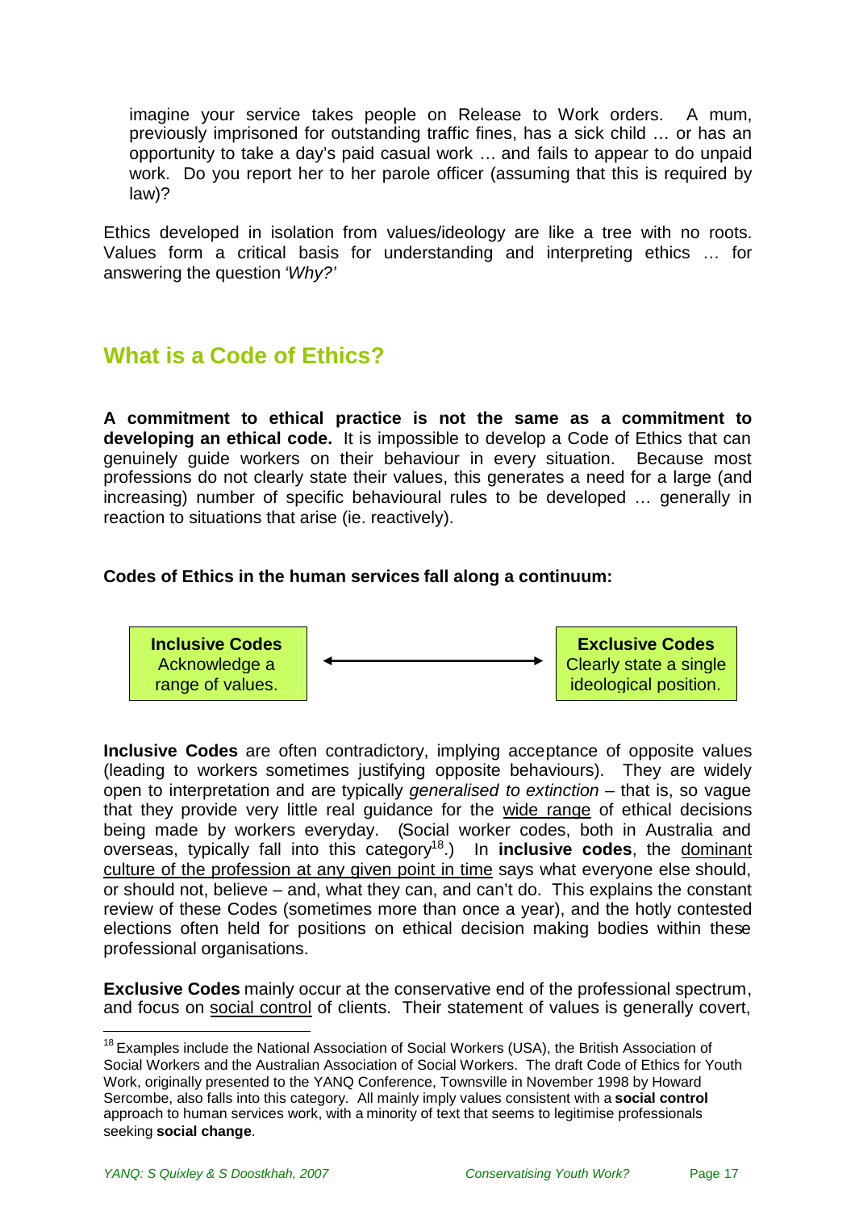imagine your service takes people on Release to Work orders. A mum, previously imprisoned for outstanding traffic fines, has a sick child … or has an opportunity to take a day's paid casual work … and fails to appear to do unpaid work. Do you report her to her parole officer (assuming that this is required by law)?

Ethics developed in isolation from values/ideology are like a tree with no roots. Values form a critical basis for understanding and interpreting ethics … for answering the question *'Why?'*

## What is a Code of Ethics?

**A commitment to ethical practice is not the same as a commitment to developing an ethical code.** It is impossible to develop a Code of Ethics that can genuinely guide workers on their behaviour in every situation. Because most professions do not clearly state their values, this generates a need for a large (and increasing) number of specific behavioural rules to be developed … generally in reaction to situations that arise (ie. reactively).

**Codes of Ethics in the human services fall along a continuum:**

| **Inclusive Codes** Acknowledge a range of values. | ⟵⟶ | **Exclusive Codes** Clearly state a single ideological position. |
|---|---|---|

**Inclusive Codes** are often contradictory, implying acceptance of opposite values (leading to workers sometimes justifying opposite behaviours). They are widely open to interpretation and are typically *generalised to extinction* – that is, so vague that they provide very little real guidance for the wide range of ethical decisions being made by workers everyday. (Social worker codes, both in Australia and overseas, typically fall into this category[18].) In **inclusive codes**, the dominant culture of the profession at any given point in time says what everyone else should, or should not, believe – and, what they can, and can't do. This explains the constant review of these Codes (sometimes more than once a year), and the hotly contested elections often held for positions on ethical decision making bodies within these professional organisations.

**Exclusive Codes** mainly occur at the conservative end of the professional spectrum, and focus on social control of clients. Their statement of values is generally covert,

[18] Examples include the National Association of Social Workers (USA), the British Association of Social Workers and the Australian Association of Social Workers. The draft Code of Ethics for Youth Work, originally presented to the YANQ Conference, Townsville in November 1998 by Howard Sercombe, also falls into this category. All mainly imply values consistent with a **social control** approach to human services work, with a minority of text that seems to legitimise professionals seeking **social change**.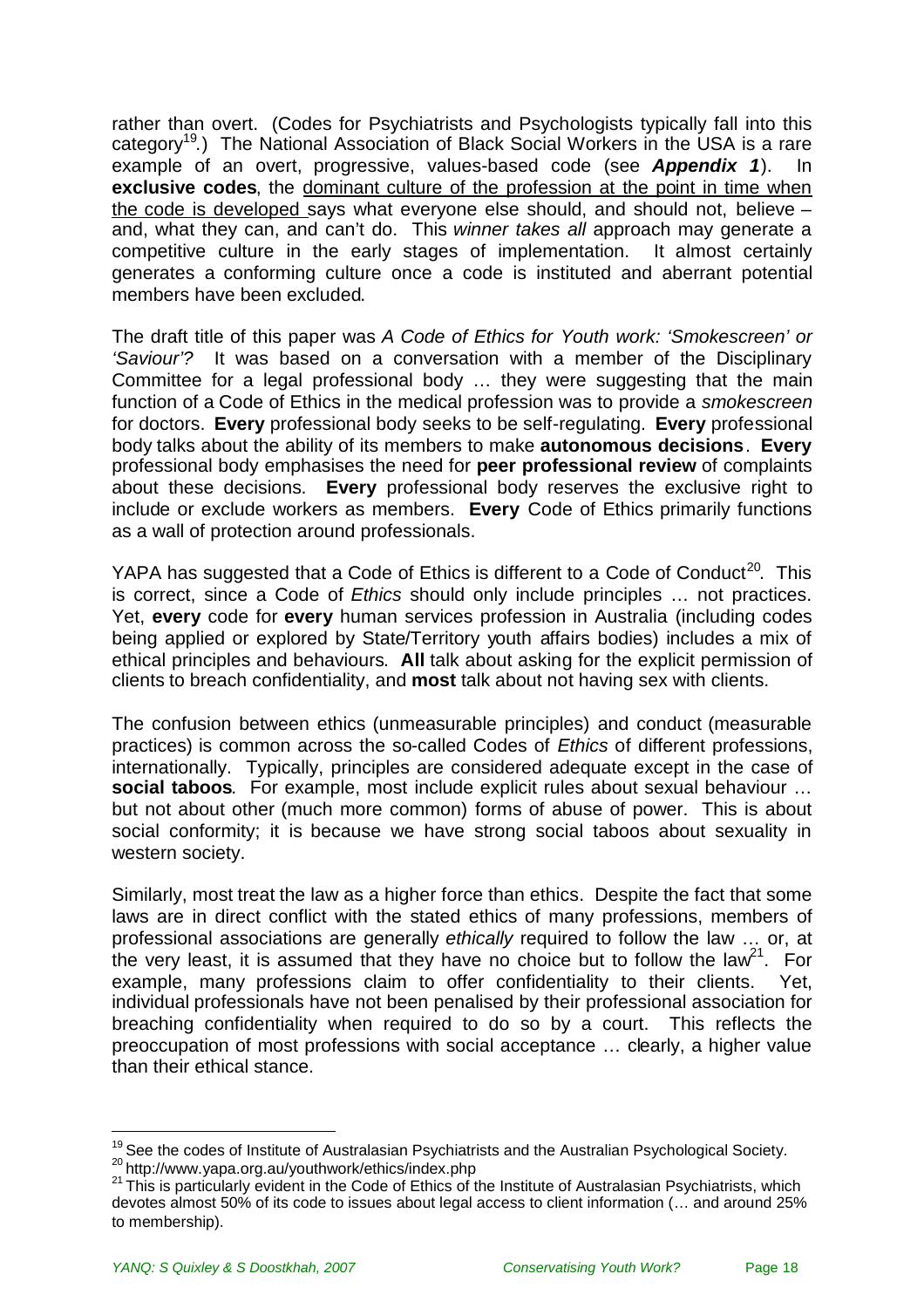rather than overt. (Codes for Psychiatrists and Psychologists typically fall into this category[19].) The National Association of Black Social Workers in the USA is a rare example of an overt, progressive, values-based code (see ***Appendix 1***). In **exclusive codes**, the dominant culture of the profession at the point in time when the code is developed says what everyone else should, and should not, believe – and, what they can, and can't do. This *winner takes all* approach may generate a competitive culture in the early stages of implementation. It almost certainly generates a conforming culture once a code is instituted and aberrant potential members have been excluded.

The draft title of this paper was *A Code of Ethics for Youth work: 'Smokescreen' or 'Saviour'?* It was based on a conversation with a member of the Disciplinary Committee for a legal professional body … they were suggesting that the main function of a Code of Ethics in the medical profession was to provide a *smokescreen* for doctors. **Every** professional body seeks to be self-regulating. **Every** professional body talks about the ability of its members to make **autonomous decisions**. **Every** professional body emphasises the need for **peer professional review** of complaints about these decisions. **Every** professional body reserves the exclusive right to include or exclude workers as members. **Every** Code of Ethics primarily functions as a wall of protection around professionals.

YAPA has suggested that a Code of Ethics is different to a Code of Conduct[20]. This is correct, since a Code of *Ethics* should only include principles … not practices. Yet, **every** code for **every** human services profession in Australia (including codes being applied or explored by State/Territory youth affairs bodies) includes a mix of ethical principles and behaviours. **All** talk about asking for the explicit permission of clients to breach confidentiality, and **most** talk about not having sex with clients.

The confusion between ethics (unmeasurable principles) and conduct (measurable practices) is common across the so-called Codes of *Ethics* of different professions, internationally. Typically, principles are considered adequate except in the case of **social taboos**. For example, most include explicit rules about sexual behaviour … but not about other (much more common) forms of abuse of power. This is about social conformity; it is because we have strong social taboos about sexuality in western society.

Similarly, most treat the law as a higher force than ethics. Despite the fact that some laws are in direct conflict with the stated ethics of many professions, members of professional associations are generally *ethically* required to follow the law … or, at the very least, it is assumed that they have no choice but to follow the law[21]. For example, many professions claim to offer confidentiality to their clients. Yet, individual professionals have not been penalised by their professional association for breaching confidentiality when required to do so by a court. This reflects the preoccupation of most professions with social acceptance … clearly, a higher value than their ethical stance.

---

[19] See the codes of Institute of Australasian Psychiatrists and the Australian Psychological Society.

[20] http://www.yapa.org.au/youthwork/ethics/index.php

[21] This is particularly evident in the Code of Ethics of the Institute of Australasian Psychiatrists, which devotes almost 50% of its code to issues about legal access to client information (… and around 25% to membership).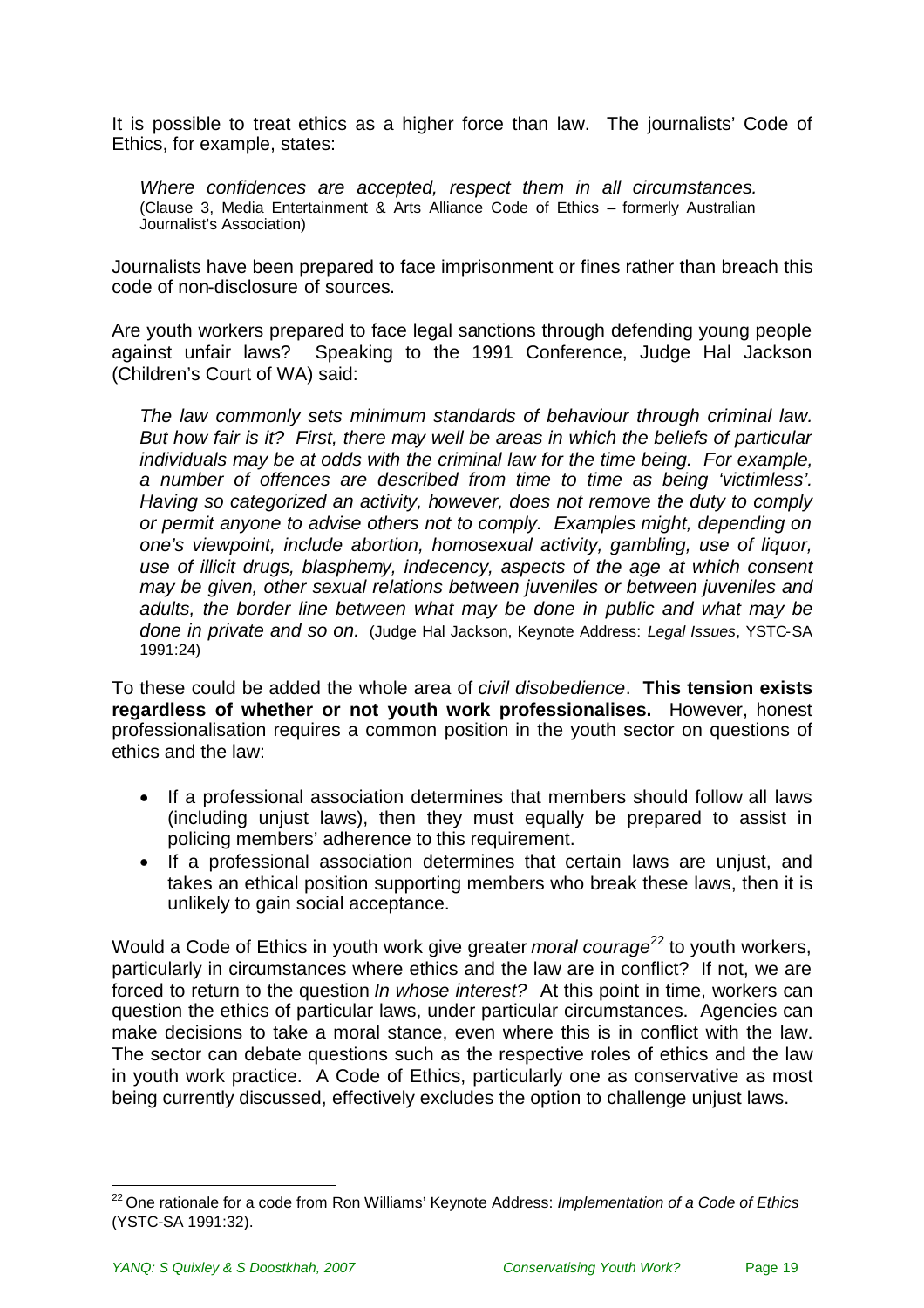It is possible to treat ethics as a higher force than law. The journalists' Code of Ethics, for example, states:

> *Where confidences are accepted, respect them in all circumstances.* (Clause 3, Media Entertainment & Arts Alliance Code of Ethics – formerly Australian Journalist's Association)

Journalists have been prepared to face imprisonment or fines rather than breach this code of non-disclosure of sources.

Are youth workers prepared to face legal sanctions through defending young people against unfair laws? Speaking to the 1991 Conference, Judge Hal Jackson (Children's Court of WA) said:

> *The law commonly sets minimum standards of behaviour through criminal law. But how fair is it? First, there may well be areas in which the beliefs of particular individuals may be at odds with the criminal law for the time being. For example, a number of offences are described from time to time as being 'victimless'. Having so categorized an activity, however, does not remove the duty to comply or permit anyone to advise others not to comply. Examples might, depending on one's viewpoint, include abortion, homosexual activity, gambling, use of liquor, use of illicit drugs, blasphemy, indecency, aspects of the age at which consent may be given, other sexual relations between juveniles or between juveniles and adults, the border line between what may be done in public and what may be done in private and so on.* (Judge Hal Jackson, Keynote Address: *Legal Issues*, YSTC-SA 1991:24)

To these could be added the whole area of *civil disobedience*. **This tension exists regardless of whether or not youth work professionalises.** However, honest professionalisation requires a common position in the youth sector on questions of ethics and the law:

- If a professional association determines that members should follow all laws (including unjust laws), then they must equally be prepared to assist in policing members' adherence to this requirement.
- If a professional association determines that certain laws are unjust, and takes an ethical position supporting members who break these laws, then it is unlikely to gain social acceptance.

Would a Code of Ethics in youth work give greater *moral courage*[22] to youth workers, particularly in circumstances where ethics and the law are in conflict? If not, we are forced to return to the question *In whose interest?* At this point in time, workers can question the ethics of particular laws, under particular circumstances. Agencies can make decisions to take a moral stance, even where this is in conflict with the law. The sector can debate questions such as the respective roles of ethics and the law in youth work practice. A Code of Ethics, particularly one as conservative as most being currently discussed, effectively excludes the option to challenge unjust laws.

---

[22] One rationale for a code from Ron Williams' Keynote Address: *Implementation of a Code of Ethics* (YSTC-SA 1991:32).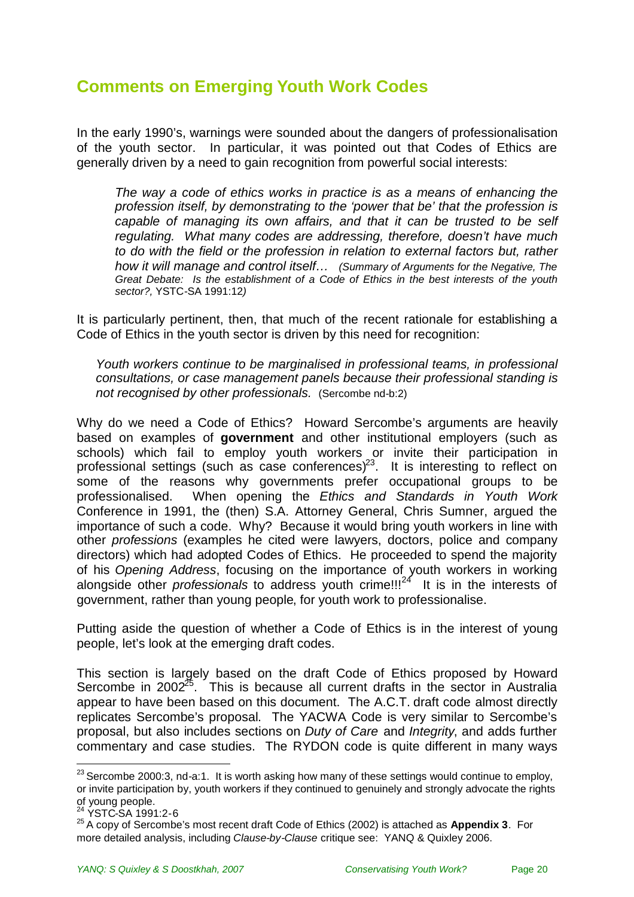## Comments on Emerging Youth Work Codes

In the early 1990's, warnings were sounded about the dangers of professionalisation of the youth sector. In particular, it was pointed out that Codes of Ethics are generally driven by a need to gain recognition from powerful social interests:

> *The way a code of ethics works in practice is as a means of enhancing the profession itself, by demonstrating to the 'power that be' that the profession is capable of managing its own affairs, and that it can be trusted to be self regulating. What many codes are addressing, therefore, doesn't have much to do with the field or the profession in relation to external factors but, rather how it will manage and control itself…* *(Summary of Arguments for the Negative, The Great Debate: Is the establishment of a Code of Ethics in the best interests of the youth sector?,* YSTC-SA 1991:12*)*

It is particularly pertinent, then, that much of the recent rationale for establishing a Code of Ethics in the youth sector is driven by this need for recognition:

> *Youth workers continue to be marginalised in professional teams, in professional consultations, or case management panels because their professional standing is not recognised by other professionals.* (Sercombe nd-b:2)

Why do we need a Code of Ethics? Howard Sercombe's arguments are heavily based on examples of **government** and other institutional employers (such as schools) which fail to employ youth workers or invite their participation in professional settings (such as case conferences)[23]. It is interesting to reflect on some of the reasons why governments prefer occupational groups to be professionalised. When opening the *Ethics and Standards in Youth Work* Conference in 1991, the (then) S.A. Attorney General, Chris Sumner, argued the importance of such a code. Why? Because it would bring youth workers in line with other *professions* (examples he cited were lawyers, doctors, police and company directors) which had adopted Codes of Ethics. He proceeded to spend the majority of his *Opening Address*, focusing on the importance of youth workers in working alongside other *professionals* to address youth crime!!![24] It is in the interests of government, rather than young people, for youth work to professionalise.

Putting aside the question of whether a Code of Ethics is in the interest of young people, let's look at the emerging draft codes.

This section is largely based on the draft Code of Ethics proposed by Howard Sercombe in 2002[25]. This is because all current drafts in the sector in Australia appear to have been based on this document. The A.C.T. draft code almost directly replicates Sercombe's proposal. The YACWA Code is very similar to Sercombe's proposal, but also includes sections on *Duty of Care* and *Integrity*, and adds further commentary and case studies. The RYDON code is quite different in many ways

---

[23] Sercombe 2000:3, nd-a:1. It is worth asking how many of these settings would continue to employ, or invite participation by, youth workers if they continued to genuinely and strongly advocate the rights of young people.

[24] YSTC-SA 1991:2-6

[25] A copy of Sercombe's most recent draft Code of Ethics (2002) is attached as **Appendix 3**. For more detailed analysis, including *Clause-by-Clause* critique see: YANQ & Quixley 2006.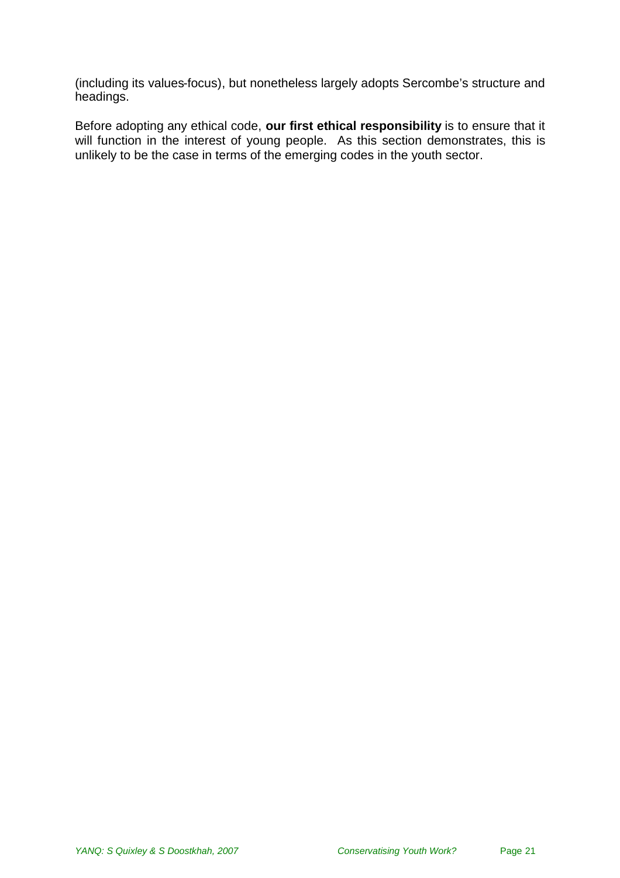(including its values-focus), but nonetheless largely adopts Sercombe's structure and headings.

Before adopting any ethical code, **our first ethical responsibility** is to ensure that it will function in the interest of young people. As this section demonstrates, this is unlikely to be the case in terms of the emerging codes in the youth sector.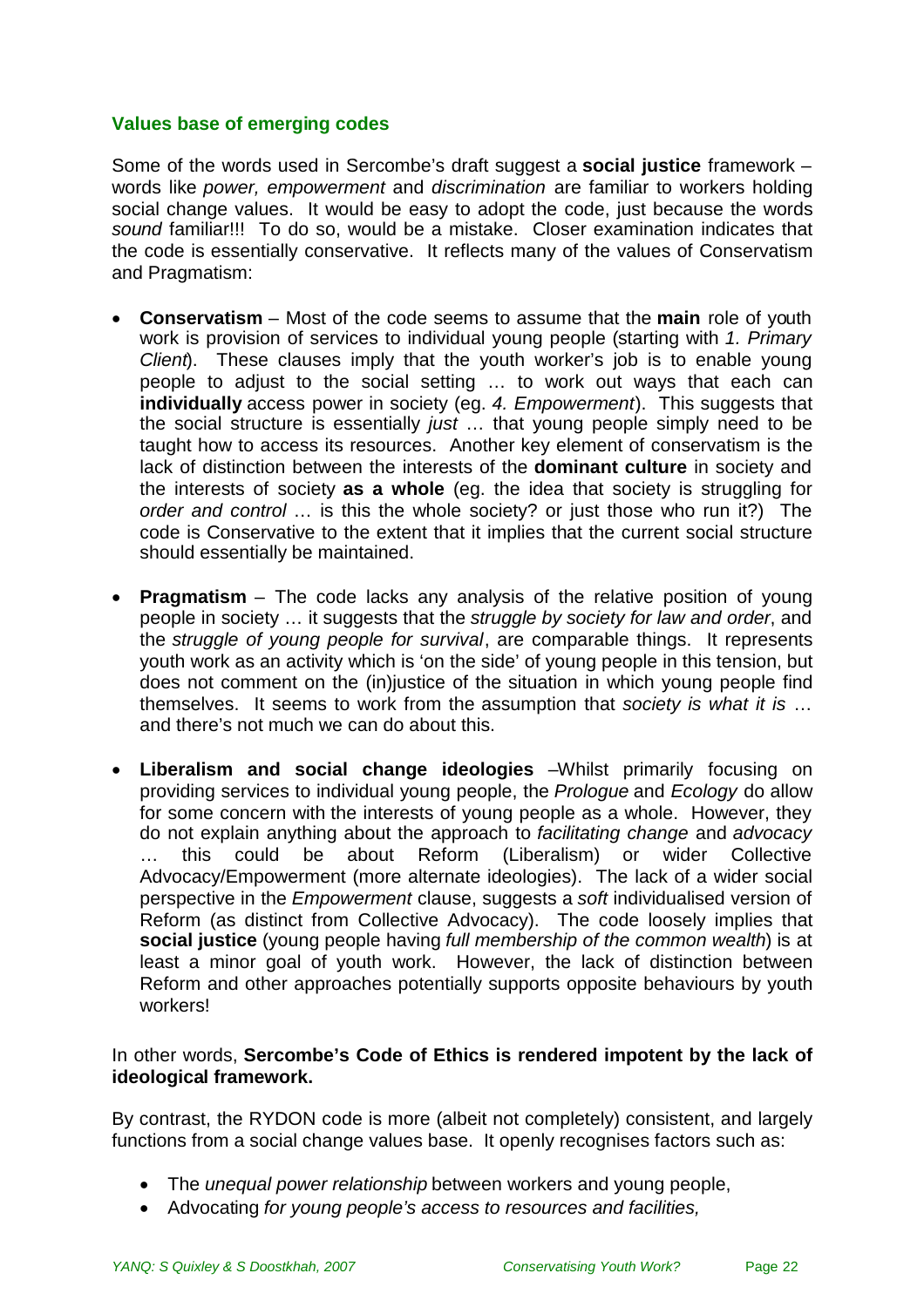### Values base of emerging codes

Some of the words used in Sercombe's draft suggest a **social justice** framework – words like *power, empowerment* and *discrimination* are familiar to workers holding social change values. It would be easy to adopt the code, just because the words *sound* familiar!!! To do so, would be a mistake. Closer examination indicates that the code is essentially conservative. It reflects many of the values of Conservatism and Pragmatism:

- **Conservatism** – Most of the code seems to assume that the **main** role of youth work is provision of services to individual young people (starting with *1. Primary Client*). These clauses imply that the youth worker's job is to enable young people to adjust to the social setting … to work out ways that each can **individually** access power in society (eg. *4. Empowerment*). This suggests that the social structure is essentially *just* … that young people simply need to be taught how to access its resources. Another key element of conservatism is the lack of distinction between the interests of the **dominant culture** in society and the interests of society **as a whole** (eg. the idea that society is struggling for *order and control* … is this the whole society? or just those who run it?) The code is Conservative to the extent that it implies that the current social structure should essentially be maintained.

- **Pragmatism** – The code lacks any analysis of the relative position of young people in society … it suggests that the *struggle by society for law and order*, and the *struggle of young people for survival*, are comparable things. It represents youth work as an activity which is 'on the side' of young people in this tension, but does not comment on the (in)justice of the situation in which young people find themselves. It seems to work from the assumption that *society is what it is* … and there's not much we can do about this.

- **Liberalism and social change ideologies** –Whilst primarily focusing on providing services to individual young people, the *Prologue* and *Ecology* do allow for some concern with the interests of young people as a whole. However, they do not explain anything about the approach to *facilitating change* and *advocacy* … this could be about Reform (Liberalism) or wider Collective Advocacy/Empowerment (more alternate ideologies). The lack of a wider social perspective in the *Empowerment* clause, suggests a *soft* individualised version of Reform (as distinct from Collective Advocacy). The code loosely implies that **social justice** (young people having *full membership of the common wealth*) is at least a minor goal of youth work. However, the lack of distinction between Reform and other approaches potentially supports opposite behaviours by youth workers!

In other words, **Sercombe's Code of Ethics is rendered impotent by the lack of ideological framework.**

By contrast, the RYDON code is more (albeit not completely) consistent, and largely functions from a social change values base. It openly recognises factors such as:

- The *unequal power relationship* between workers and young people,
- Advocating *for young people's access to resources and facilities,*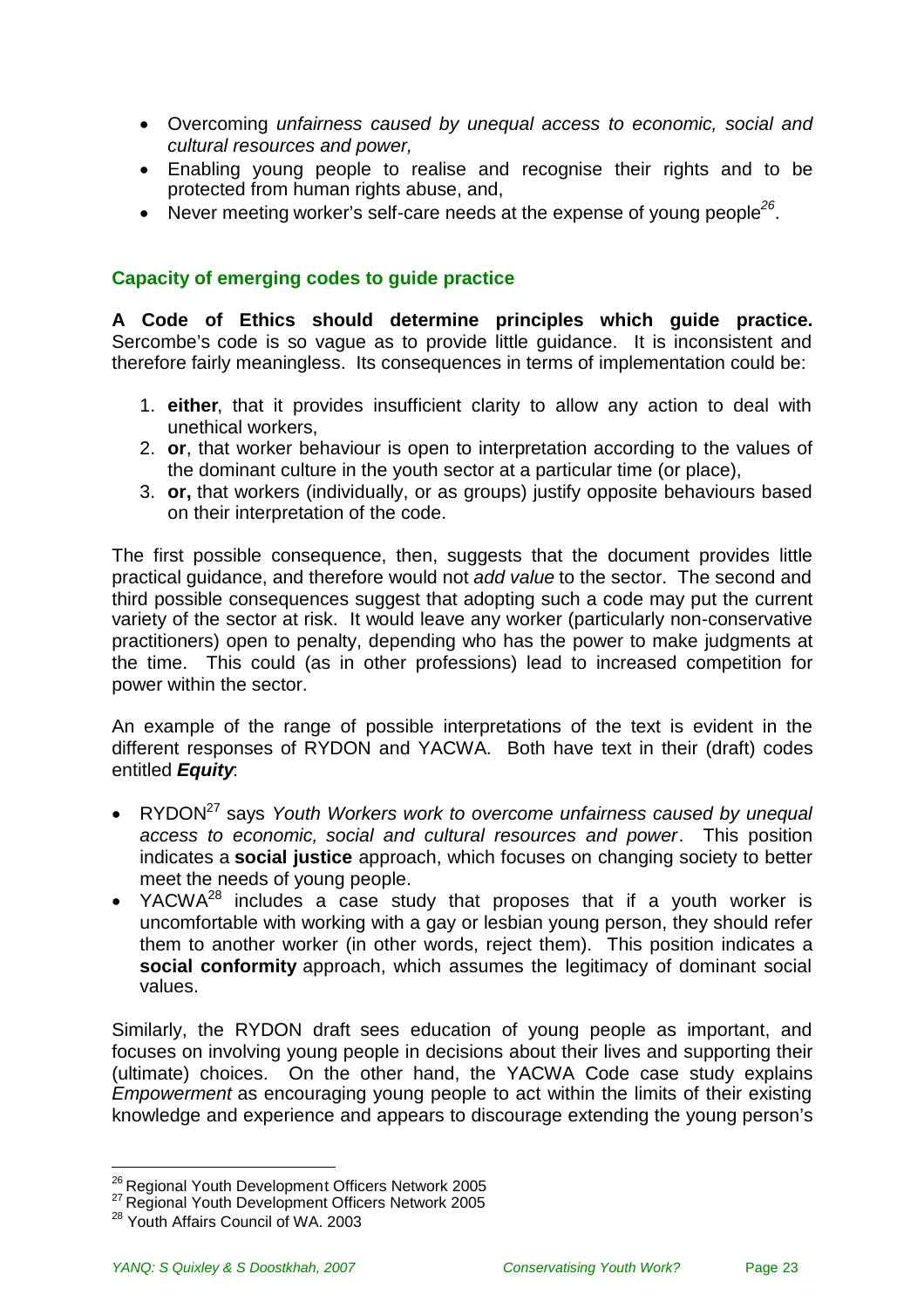- Overcoming *unfairness caused by unequal access to economic, social and cultural resources and power,*
- Enabling young people to realise and recognise their rights and to be protected from human rights abuse, and,
- Never meeting worker's self-care needs at the expense of young people[26].

### Capacity of emerging codes to guide practice

**A Code of Ethics should determine principles which guide practice.** Sercombe's code is so vague as to provide little guidance. It is inconsistent and therefore fairly meaningless. Its consequences in terms of implementation could be:

1. **either**, that it provides insufficient clarity to allow any action to deal with unethical workers,
2. **or**, that worker behaviour is open to interpretation according to the values of the dominant culture in the youth sector at a particular time (or place),
3. **or,** that workers (individually, or as groups) justify opposite behaviours based on their interpretation of the code.

The first possible consequence, then, suggests that the document provides little practical guidance, and therefore would not *add value* to the sector. The second and third possible consequences suggest that adopting such a code may put the current variety of the sector at risk. It would leave any worker (particularly non-conservative practitioners) open to penalty, depending who has the power to make judgments at the time. This could (as in other professions) lead to increased competition for power within the sector.

An example of the range of possible interpretations of the text is evident in the different responses of RYDON and YACWA. Both have text in their (draft) codes entitled ***Equity***:

- RYDON[27] says *Youth Workers work to overcome unfairness caused by unequal access to economic, social and cultural resources and power*. This position indicates a **social justice** approach, which focuses on changing society to better meet the needs of young people.
- YACWA[28] includes a case study that proposes that if a youth worker is uncomfortable with working with a gay or lesbian young person, they should refer them to another worker (in other words, reject them). This position indicates a **social conformity** approach, which assumes the legitimacy of dominant social values.

Similarly, the RYDON draft sees education of young people as important, and focuses on involving young people in decisions about their lives and supporting their (ultimate) choices. On the other hand, the YACWA Code case study explains *Empowerment* as encouraging young people to act within the limits of their existing knowledge and experience and appears to discourage extending the young person's

---

[26] Regional Youth Development Officers Network 2005

[27] Regional Youth Development Officers Network 2005

[28] Youth Affairs Council of WA. 2003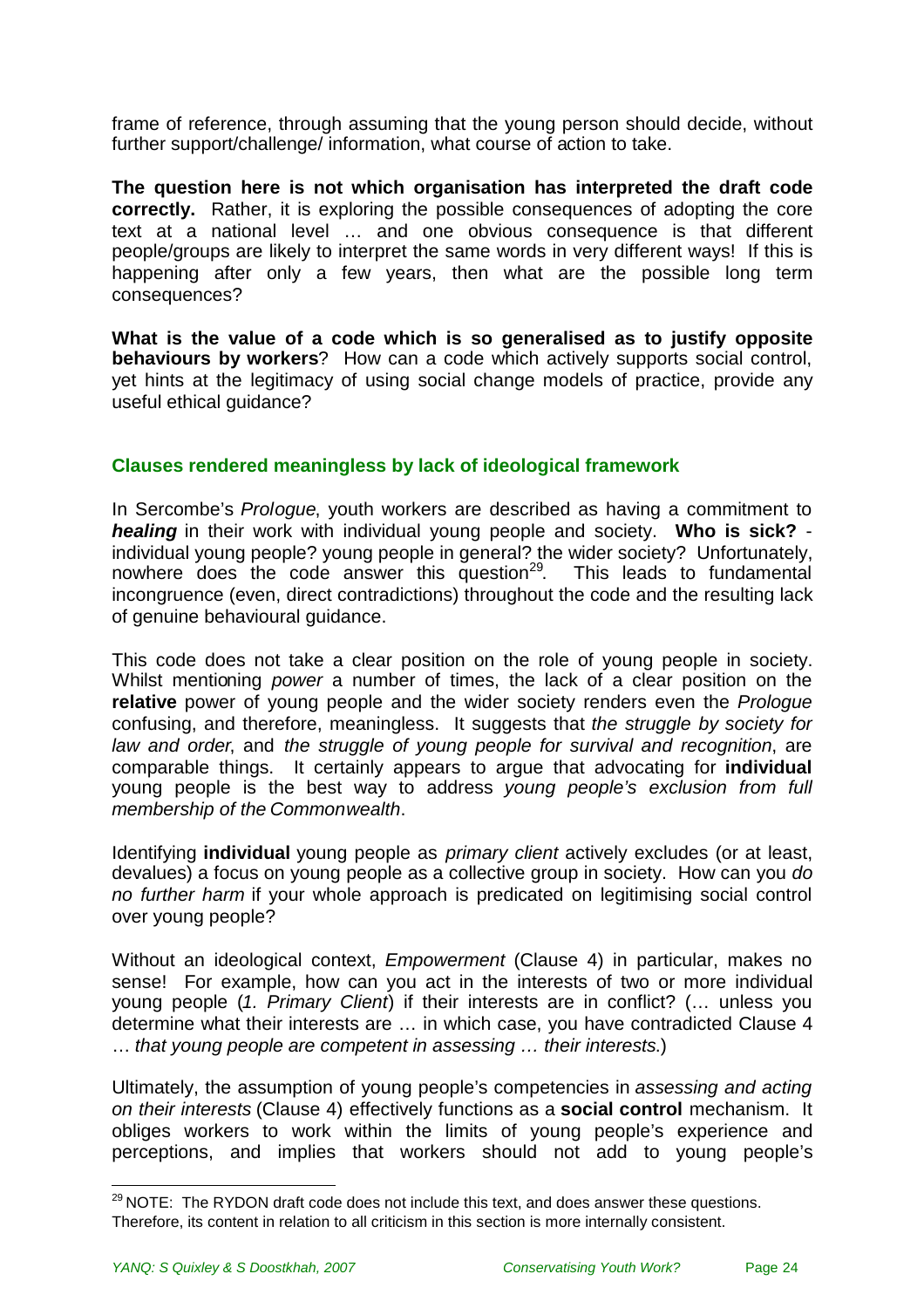frame of reference, through assuming that the young person should decide, without further support/challenge/ information, what course of action to take.

**The question here is not which organisation has interpreted the draft code correctly.** Rather, it is exploring the possible consequences of adopting the core text at a national level … and one obvious consequence is that different people/groups are likely to interpret the same words in very different ways! If this is happening after only a few years, then what are the possible long term consequences?

**What is the value of a code which is so generalised as to justify opposite behaviours by workers**? How can a code which actively supports social control, yet hints at the legitimacy of using social change models of practice, provide any useful ethical guidance?

### Clauses rendered meaningless by lack of ideological framework

In Sercombe's *Prologue*, youth workers are described as having a commitment to ***healing*** in their work with individual young people and society. **Who is sick?** - individual young people? young people in general? the wider society? Unfortunately, nowhere does the code answer this question[29]. This leads to fundamental incongruence (even, direct contradictions) throughout the code and the resulting lack of genuine behavioural guidance.

This code does not take a clear position on the role of young people in society. Whilst mentioning *power* a number of times, the lack of a clear position on the **relative** power of young people and the wider society renders even the *Prologue* confusing, and therefore, meaningless. It suggests that *the struggle by society for law and order*, and *the struggle of young people for survival and recognition*, are comparable things. It certainly appears to argue that advocating for **individual** young people is the best way to address *young people's exclusion from full membership of the Commonwealth*.

Identifying **individual** young people as *primary client* actively excludes (or at least, devalues) a focus on young people as a collective group in society. How can you *do no further harm* if your whole approach is predicated on legitimising social control over young people?

Without an ideological context, *Empowerment* (Clause 4) in particular, makes no sense! For example, how can you act in the interests of two or more individual young people (*1. Primary Client*) if their interests are in conflict? (… unless you determine what their interests are … in which case, you have contradicted Clause 4 … *that young people are competent in assessing … their interests.*)

Ultimately, the assumption of young people's competencies in *assessing and acting on their interests* (Clause 4) effectively functions as a **social control** mechanism. It obliges workers to work within the limits of young people's experience and perceptions, and implies that workers should not add to young people's

---

[29] NOTE: The RYDON draft code does not include this text, and does answer these questions. Therefore, its content in relation to all criticism in this section is more internally consistent.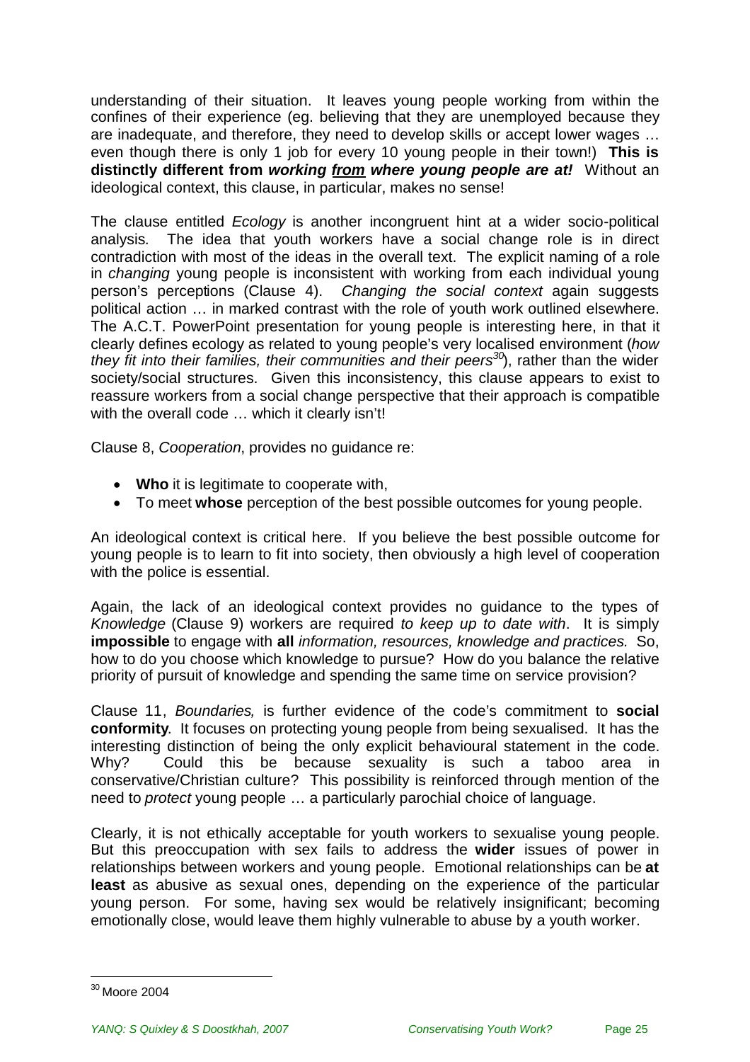understanding of their situation. It leaves young people working from within the confines of their experience (eg. believing that they are unemployed because they are inadequate, and therefore, they need to develop skills or accept lower wages … even though there is only 1 job for every 10 young people in their town!) **This is distinctly different from *working <u>from</u> where young people are at!*** Without an ideological context, this clause, in particular, makes no sense!

The clause entitled *Ecology* is another incongruent hint at a wider socio-political analysis. The idea that youth workers have a social change role is in direct contradiction with most of the ideas in the overall text. The explicit naming of a role in *changing* young people is inconsistent with working from each individual young person's perceptions (Clause 4). *Changing the social context* again suggests political action … in marked contrast with the role of youth work outlined elsewhere. The A.C.T. PowerPoint presentation for young people is interesting here, in that it clearly defines ecology as related to young people's very localised environment (*how they fit into their families, their communities and their peers*[30]), rather than the wider society/social structures. Given this inconsistency, this clause appears to exist to reassure workers from a social change perspective that their approach is compatible with the overall code … which it clearly isn't!

Clause 8, *Cooperation*, provides no guidance re:

- **Who** it is legitimate to cooperate with,
- To meet **whose** perception of the best possible outcomes for young people.

An ideological context is critical here. If you believe the best possible outcome for young people is to learn to fit into society, then obviously a high level of cooperation with the police is essential.

Again, the lack of an ideological context provides no guidance to the types of *Knowledge* (Clause 9) workers are required *to keep up to date with*. It is simply **impossible** to engage with **all** *information, resources, knowledge and practices.* So, how to do you choose which knowledge to pursue? How do you balance the relative priority of pursuit of knowledge and spending the same time on service provision?

Clause 11, *Boundaries,* is further evidence of the code's commitment to **social conformity**. It focuses on protecting young people from being sexualised. It has the interesting distinction of being the only explicit behavioural statement in the code. Why? Could this be because sexuality is such a taboo area in conservative/Christian culture? This possibility is reinforced through mention of the need to *protect* young people … a particularly parochial choice of language.

Clearly, it is not ethically acceptable for youth workers to sexualise young people. But this preoccupation with sex fails to address the **wider** issues of power in relationships between workers and young people. Emotional relationships can be **at least** as abusive as sexual ones, depending on the experience of the particular young person. For some, having sex would be relatively insignificant; becoming emotionally close, would leave them highly vulnerable to abuse by a youth worker.

---

[30] Moore 2004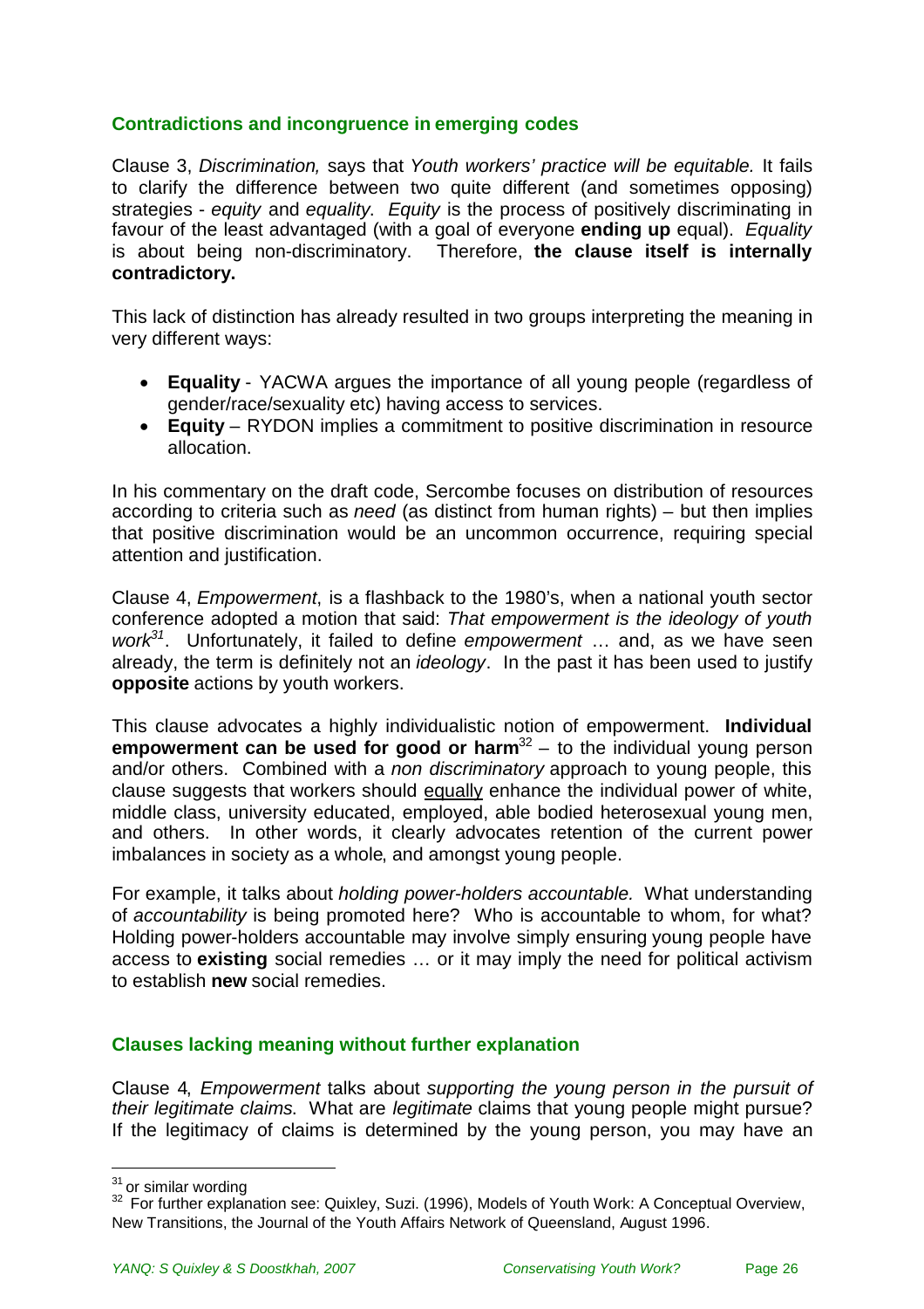### Contradictions and incongruence in emerging codes

Clause 3, *Discrimination,* says that *Youth workers' practice will be equitable.* It fails to clarify the difference between two quite different (and sometimes opposing) strategies - *equity* and *equality*. *Equity* is the process of positively discriminating in favour of the least advantaged (with a goal of everyone **ending up** equal). *Equality* is about being non-discriminatory. Therefore, **the clause itself is internally contradictory.**

This lack of distinction has already resulted in two groups interpreting the meaning in very different ways:

- **Equality** - YACWA argues the importance of all young people (regardless of gender/race/sexuality etc) having access to services.
- **Equity** – RYDON implies a commitment to positive discrimination in resource allocation.

In his commentary on the draft code, Sercombe focuses on distribution of resources according to criteria such as *need* (as distinct from human rights) – but then implies that positive discrimination would be an uncommon occurrence, requiring special attention and justification.

Clause 4, *Empowerment*, is a flashback to the 1980's, when a national youth sector conference adopted a motion that said: *That empowerment is the ideology of youth work*[31]. Unfortunately, it failed to define *empowerment* … and, as we have seen already, the term is definitely not an *ideology*. In the past it has been used to justify **opposite** actions by youth workers.

This clause advocates a highly individualistic notion of empowerment. **Individual empowerment can be used for good or harm**[32] – to the individual young person and/or others. Combined with a *non discriminatory* approach to young people, this clause suggests that workers should equally enhance the individual power of white, middle class, university educated, employed, able bodied heterosexual young men, and others. In other words, it clearly advocates retention of the current power imbalances in society as a whole, and amongst young people.

For example, it talks about *holding power-holders accountable.* What understanding of *accountability* is being promoted here? Who is accountable to whom, for what? Holding power-holders accountable may involve simply ensuring young people have access to **existing** social remedies … or it may imply the need for political activism to establish **new** social remedies.

### Clauses lacking meaning without further explanation

Clause 4, *Empowerment* talks about *supporting the young person in the pursuit of their legitimate claims.* What are *legitimate* claims that young people might pursue? If the legitimacy of claims is determined by the young person, you may have an

---

[31] or similar wording

[32] For further explanation see: Quixley, Suzi. (1996), Models of Youth Work: A Conceptual Overview, New Transitions, the Journal of the Youth Affairs Network of Queensland, August 1996.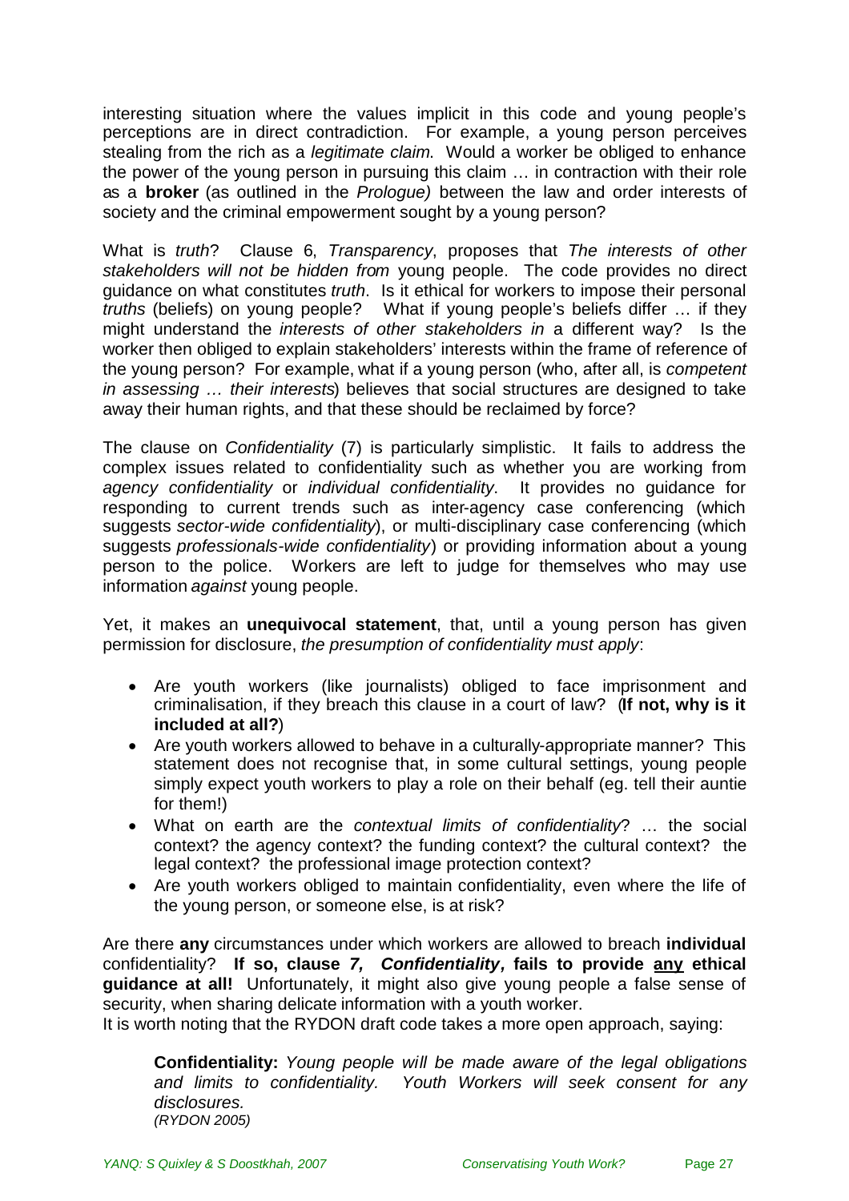interesting situation where the values implicit in this code and young people's perceptions are in direct contradiction. For example, a young person perceives stealing from the rich as a *legitimate claim*. Would a worker be obliged to enhance the power of the young person in pursuing this claim … in contraction with their role as a **broker** (as outlined in the *Prologue)* between the law and order interests of society and the criminal empowerment sought by a young person?

What is *truth*? Clause 6, *Transparency*, proposes that *The interests of other stakeholders will not be hidden from* young people. The code provides no direct guidance on what constitutes *truth*. Is it ethical for workers to impose their personal *truths* (beliefs) on young people? What if young people's beliefs differ … if they might understand the *interests of other stakeholders in* a different way? Is the worker then obliged to explain stakeholders' interests within the frame of reference of the young person? For example, what if a young person (who, after all, is *competent in assessing … their interests*) believes that social structures are designed to take away their human rights, and that these should be reclaimed by force?

The clause on *Confidentiality* (7) is particularly simplistic. It fails to address the complex issues related to confidentiality such as whether you are working from *agency confidentiality* or *individual confidentiality*. It provides no guidance for responding to current trends such as inter-agency case conferencing (which suggests *sector-wide confidentiality*), or multi-disciplinary case conferencing (which suggests *professionals-wide confidentiality*) or providing information about a young person to the police. Workers are left to judge for themselves who may use information *against* young people.

Yet, it makes an **unequivocal statement**, that, until a young person has given permission for disclosure, *the presumption of confidentiality must apply*:

- Are youth workers (like journalists) obliged to face imprisonment and criminalisation, if they breach this clause in a court of law? (**If not, why is it included at all?**)
- Are youth workers allowed to behave in a culturally-appropriate manner? This statement does not recognise that, in some cultural settings, young people simply expect youth workers to play a role on their behalf (eg. tell their auntie for them!)
- What on earth are the *contextual limits of confidentiality*? … the social context? the agency context? the funding context? the cultural context? the legal context? the professional image protection context?
- Are youth workers obliged to maintain confidentiality, even where the life of the young person, or someone else, is at risk?

Are there **any** circumstances under which workers are allowed to breach **individual** confidentiality? **If so, clause *7, Confidentiality,* fails to provide <u>any</u> ethical guidance at all!** Unfortunately, it might also give young people a false sense of security, when sharing delicate information with a youth worker.
It is worth noting that the RYDON draft code takes a more open approach, saying:

> **Confidentiality:** *Young people will be made aware of the legal obligations and limits to confidentiality. Youth Workers will seek consent for any disclosures.*
> *(RYDON 2005)*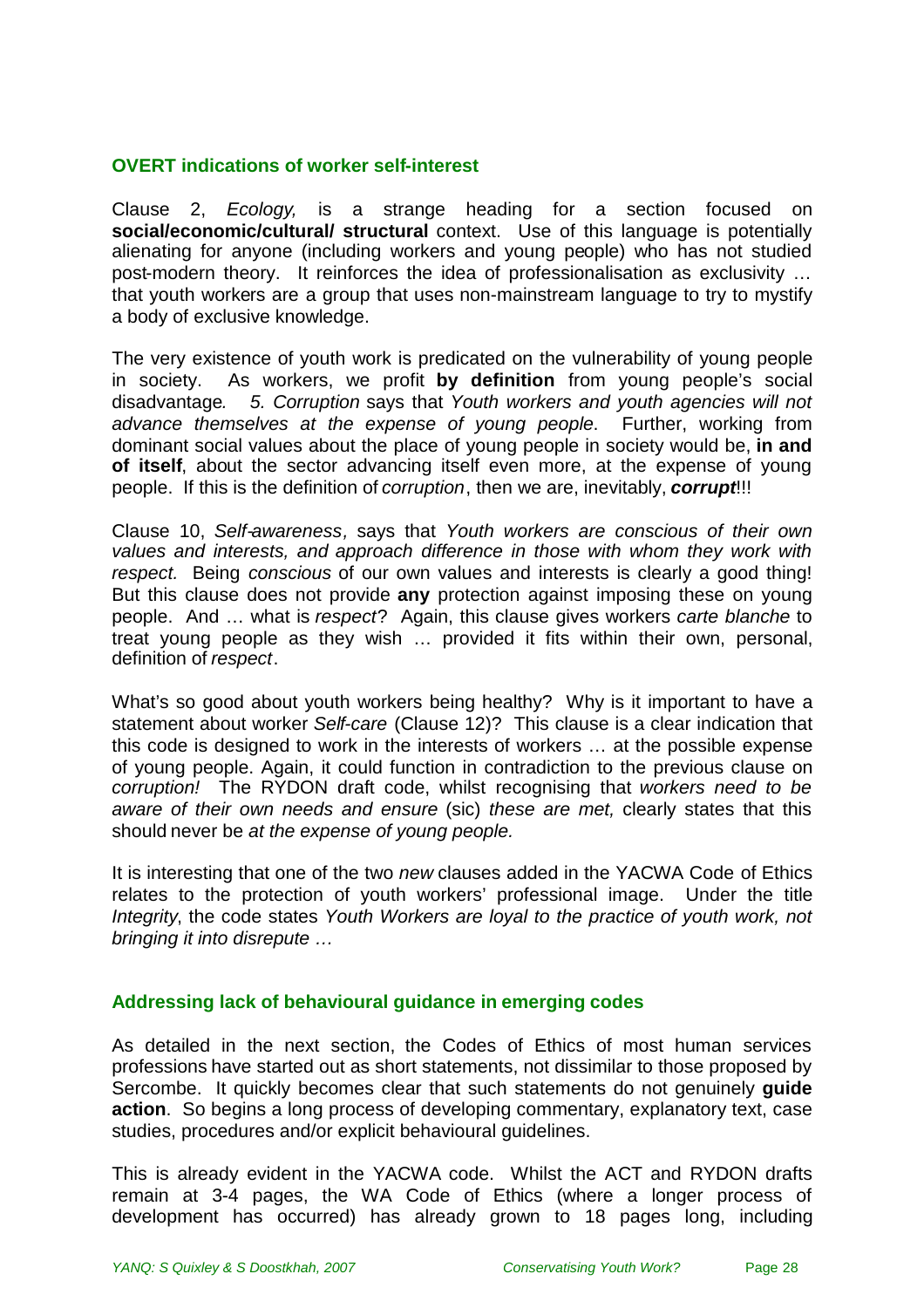### OVERT indications of worker self-interest

Clause 2, *Ecology,* is a strange heading for a section focused on **social/economic/cultural/ structural** context. Use of this language is potentially alienating for anyone (including workers and young people) who has not studied post-modern theory. It reinforces the idea of professionalisation as exclusivity … that youth workers are a group that uses non-mainstream language to try to mystify a body of exclusive knowledge.

The very existence of youth work is predicated on the vulnerability of young people in society. As workers, we profit **by definition** from young people's social disadvantage. *5. Corruption* says that *Youth workers and youth agencies will not advance themselves at the expense of young people*. Further, working from dominant social values about the place of young people in society would be, **in and of itself**, about the sector advancing itself even more, at the expense of young people. If this is the definition of *corruption*, then we are, inevitably, ***corrupt***!!!

Clause 10, *Self-awareness,* says that *Youth workers are conscious of their own values and interests, and approach difference in those with whom they work with respect.* Being *conscious* of our own values and interests is clearly a good thing! But this clause does not provide **any** protection against imposing these on young people. And … what is *respect*? Again, this clause gives workers *carte blanche* to treat young people as they wish … provided it fits within their own, personal, definition of *respect*.

What's so good about youth workers being healthy? Why is it important to have a statement about worker *Self-care* (Clause 12)? This clause is a clear indication that this code is designed to work in the interests of workers … at the possible expense of young people. Again, it could function in contradiction to the previous clause on *corruption!* The RYDON draft code, whilst recognising that *workers need to be aware of their own needs and ensure* (sic) *these are met,* clearly states that this should never be *at the expense of young people.*

It is interesting that one of the two *new* clauses added in the YACWA Code of Ethics relates to the protection of youth workers' professional image. Under the title *Integrity*, the code states *Youth Workers are loyal to the practice of youth work, not bringing it into disrepute …*

### Addressing lack of behavioural guidance in emerging codes

As detailed in the next section, the Codes of Ethics of most human services professions have started out as short statements, not dissimilar to those proposed by Sercombe. It quickly becomes clear that such statements do not genuinely **guide action**. So begins a long process of developing commentary, explanatory text, case studies, procedures and/or explicit behavioural guidelines.

This is already evident in the YACWA code. Whilst the ACT and RYDON drafts remain at 3-4 pages, the WA Code of Ethics (where a longer process of development has occurred) has already grown to 18 pages long, including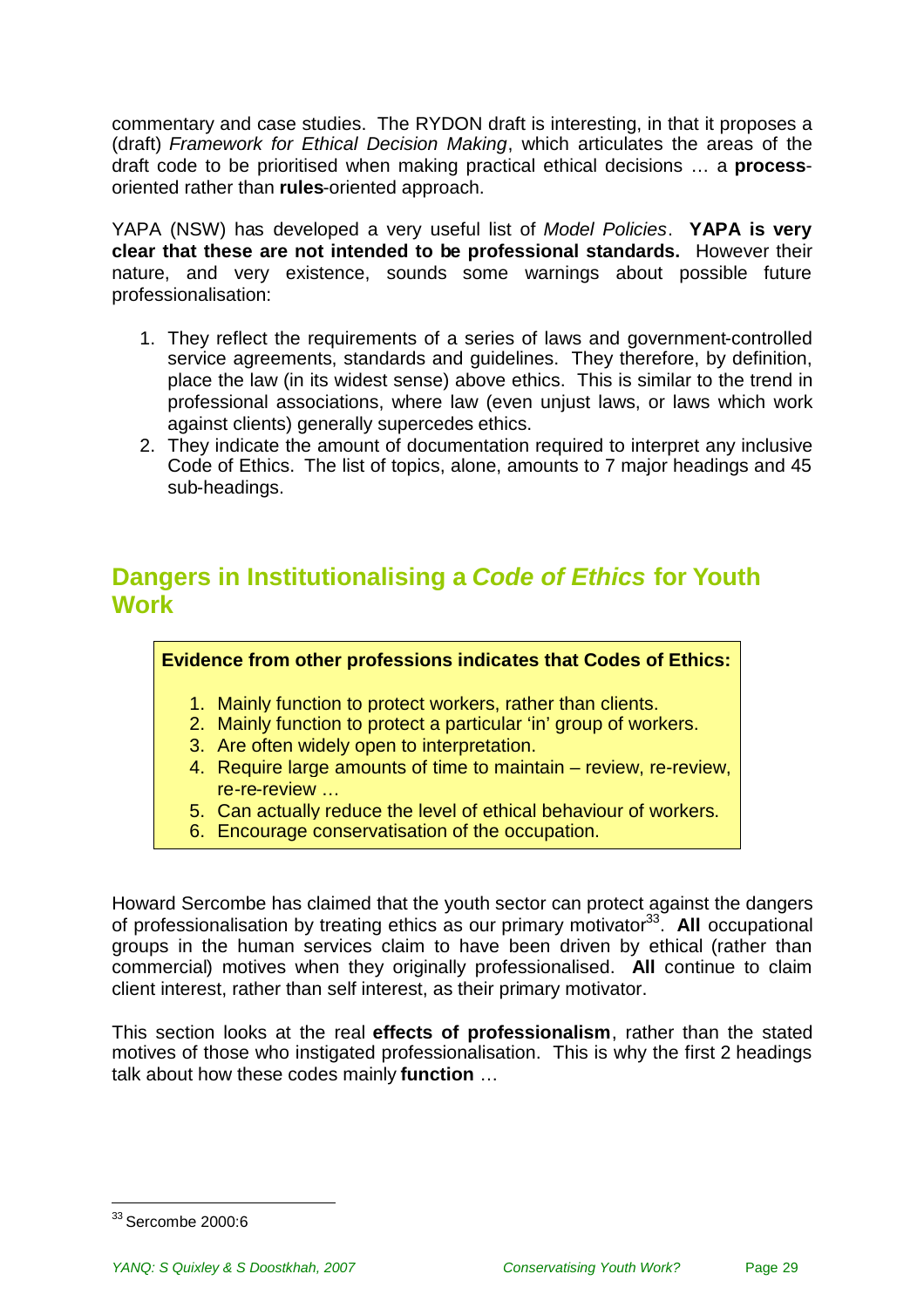commentary and case studies. The RYDON draft is interesting, in that it proposes a (draft) *Framework for Ethical Decision Making*, which articulates the areas of the draft code to be prioritised when making practical ethical decisions … a **process**-oriented rather than **rules**-oriented approach.

YAPA (NSW) has developed a very useful list of *Model Policies*. **YAPA is very clear that these are not intended to be professional standards.** However their nature, and very existence, sounds some warnings about possible future professionalisation:

1. They reflect the requirements of a series of laws and government-controlled service agreements, standards and guidelines. They therefore, by definition, place the law (in its widest sense) above ethics. This is similar to the trend in professional associations, where law (even unjust laws, or laws which work against clients) generally supercedes ethics.
2. They indicate the amount of documentation required to interpret any inclusive Code of Ethics. The list of topics, alone, amounts to 7 major headings and 45 sub-headings.

## Dangers in Institutionalising a *Code of Ethics* for Youth Work

**Evidence from other professions indicates that Codes of Ethics:**

1. Mainly function to protect workers, rather than clients.
2. Mainly function to protect a particular 'in' group of workers.
3. Are often widely open to interpretation.
4. Require large amounts of time to maintain – review, re-review, re-re-review …
5. Can actually reduce the level of ethical behaviour of workers.
6. Encourage conservatisation of the occupation.

Howard Sercombe has claimed that the youth sector can protect against the dangers of professionalisation by treating ethics as our primary motivator[33]. **All** occupational groups in the human services claim to have been driven by ethical (rather than commercial) motives when they originally professionalised. **All** continue to claim client interest, rather than self interest, as their primary motivator.

This section looks at the real **effects of professionalism**, rather than the stated motives of those who instigated professionalisation. This is why the first 2 headings talk about how these codes mainly **function** …

[33] Sercombe 2000:6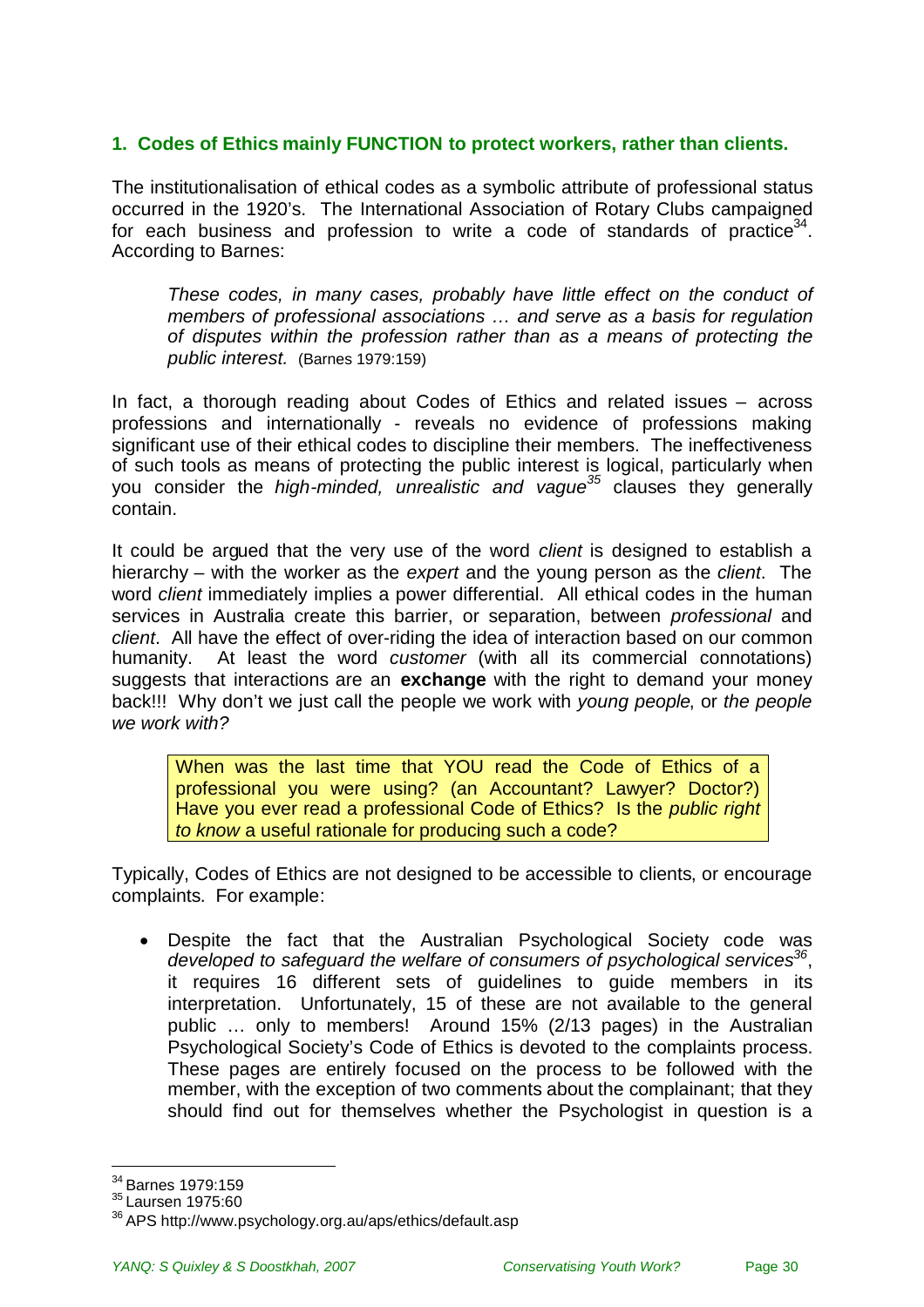### 1. Codes of Ethics mainly FUNCTION to protect workers, rather than clients.

The institutionalisation of ethical codes as a symbolic attribute of professional status occurred in the 1920's. The International Association of Rotary Clubs campaigned for each business and profession to write a code of standards of practice[34]. According to Barnes:

> *These codes, in many cases, probably have little effect on the conduct of members of professional associations … and serve as a basis for regulation of disputes within the profession rather than as a means of protecting the public interest.* (Barnes 1979:159)

In fact, a thorough reading about Codes of Ethics and related issues – across professions and internationally - reveals no evidence of professions making significant use of their ethical codes to discipline their members. The ineffectiveness of such tools as means of protecting the public interest is logical, particularly when you consider the *high-minded, unrealistic and vague*[35] clauses they generally contain.

It could be argued that the very use of the word *client* is designed to establish a hierarchy – with the worker as the *expert* and the young person as the *client*. The word *client* immediately implies a power differential. All ethical codes in the human services in Australia create this barrier, or separation, between *professional* and *client*. All have the effect of over-riding the idea of interaction based on our common humanity. At least the word *customer* (with all its commercial connotations) suggests that interactions are an **exchange** with the right to demand your money back!!! Why don't we just call the people we work with *young people*, or *the people we work with?*

> When was the last time that YOU read the Code of Ethics of a professional you were using? (an Accountant? Lawyer? Doctor?) Have you ever read a professional Code of Ethics? Is the *public right to know* a useful rationale for producing such a code?

Typically, Codes of Ethics are not designed to be accessible to clients, or encourage complaints. For example:

- Despite the fact that the Australian Psychological Society code was *developed to safeguard the welfare of consumers of psychological services*[36], it requires 16 different sets of guidelines to guide members in its interpretation. Unfortunately, 15 of these are not available to the general public … only to members! Around 15% (2/13 pages) in the Australian Psychological Society's Code of Ethics is devoted to the complaints process. These pages are entirely focused on the process to be followed with the member, with the exception of two comments about the complainant; that they should find out for themselves whether the Psychologist in question is a

---

[34] Barnes 1979:159

[35] Laursen 1975:60

[36] APS http://www.psychology.org.au/aps/ethics/default.asp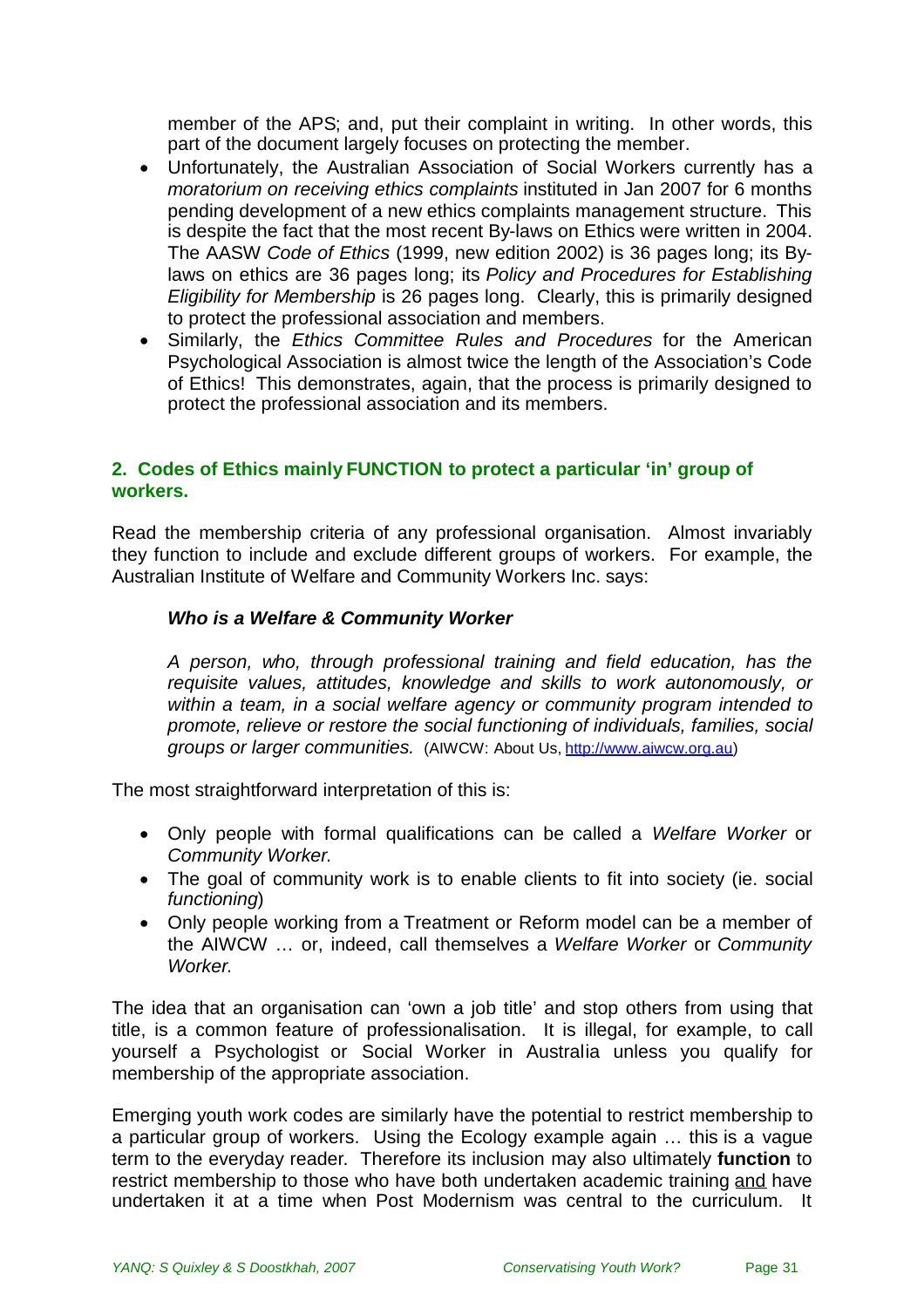member of the APS; and, put their complaint in writing. In other words, this part of the document largely focuses on protecting the member.

- Unfortunately, the Australian Association of Social Workers currently has a *moratorium on receiving ethics complaints* instituted in Jan 2007 for 6 months pending development of a new ethics complaints management structure. This is despite the fact that the most recent By-laws on Ethics were written in 2004. The AASW *Code of Ethics* (1999, new edition 2002) is 36 pages long; its By-laws on ethics are 36 pages long; its *Policy and Procedures for Establishing Eligibility for Membership* is 26 pages long. Clearly, this is primarily designed to protect the professional association and members.
- Similarly, the *Ethics Committee Rules and Procedures* for the American Psychological Association is almost twice the length of the Association's Code of Ethics! This demonstrates, again, that the process is primarily designed to protect the professional association and its members.

## 2. Codes of Ethics mainly FUNCTION to protect a particular 'in' group of workers.

Read the membership criteria of any professional organisation. Almost invariably they function to include and exclude different groups of workers. For example, the Australian Institute of Welfare and Community Workers Inc. says:

> ***Who is a Welfare & Community Worker***
>
> *A person, who, through professional training and field education, has the requisite values, attitudes, knowledge and skills to work autonomously, or within a team, in a social welfare agency or community program intended to promote, relieve or restore the social functioning of individuals, families, social groups or larger communities.* (AIWCW: About Us, http://www.aiwcw.org.au)

The most straightforward interpretation of this is:

- Only people with formal qualifications can be called a *Welfare Worker* or *Community Worker.*
- The goal of community work is to enable clients to fit into society (ie. social *functioning*)
- Only people working from a Treatment or Reform model can be a member of the AIWCW … or, indeed, call themselves a *Welfare Worker* or *Community Worker.*

The idea that an organisation can 'own a job title' and stop others from using that title, is a common feature of professionalisation. It is illegal, for example, to call yourself a Psychologist or Social Worker in Australia unless you qualify for membership of the appropriate association.

Emerging youth work codes are similarly have the potential to restrict membership to a particular group of workers. Using the Ecology example again … this is a vague term to the everyday reader. Therefore its inclusion may also ultimately **function** to restrict membership to those who have both undertaken academic training <u>and</u> have undertaken it at a time when Post Modernism was central to the curriculum. It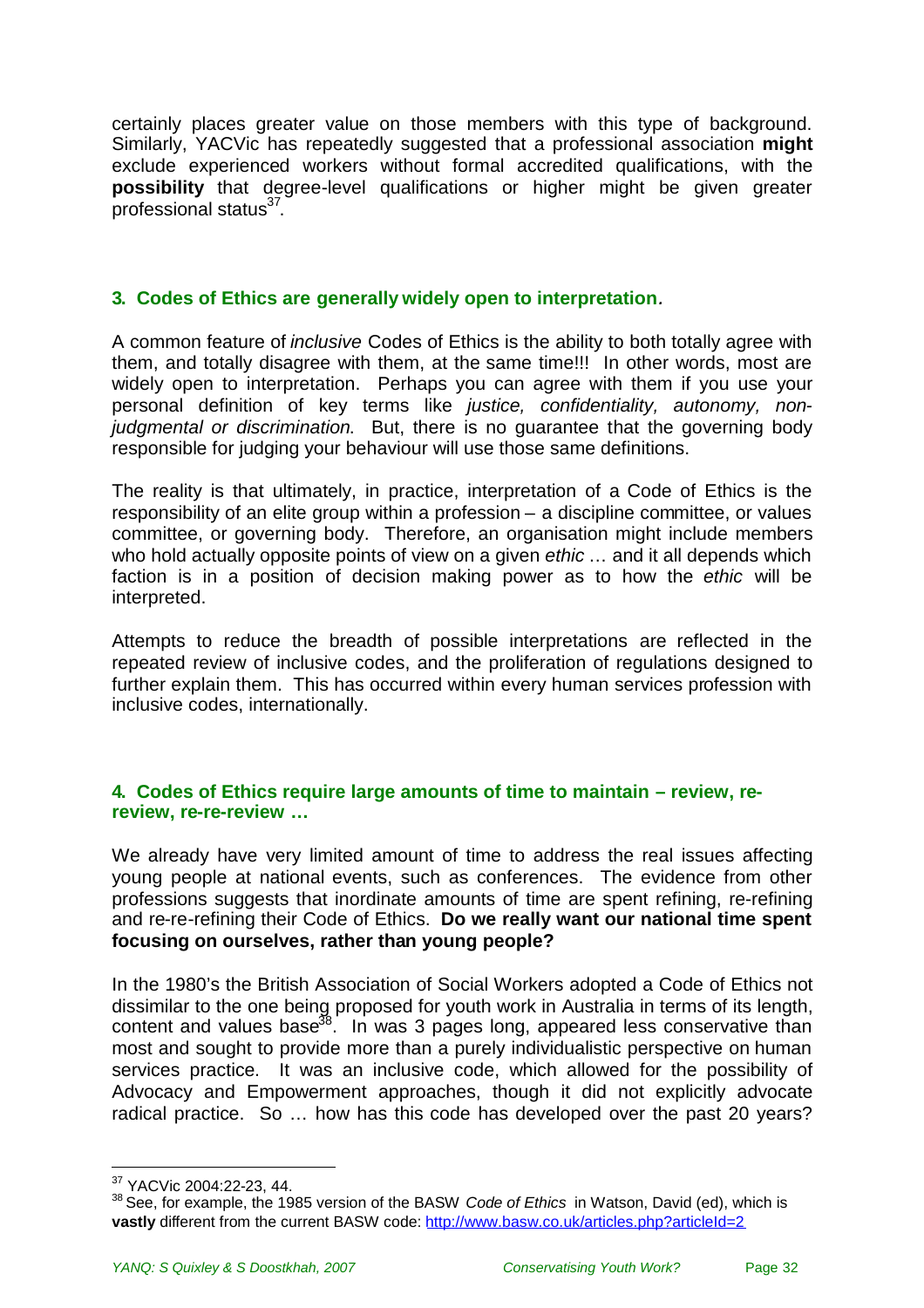certainly places greater value on those members with this type of background. Similarly, YACVic has repeatedly suggested that a professional association **might** exclude experienced workers without formal accredited qualifications, with the **possibility** that degree-level qualifications or higher might be given greater professional status[37].

### 3. Codes of Ethics are generally widely open to interpretation.

A common feature of *inclusive* Codes of Ethics is the ability to both totally agree with them, and totally disagree with them, at the same time!!! In other words, most are widely open to interpretation. Perhaps you can agree with them if you use your personal definition of key terms like *justice, confidentiality, autonomy, non-judgmental or discrimination.* But, there is no guarantee that the governing body responsible for judging your behaviour will use those same definitions.

The reality is that ultimately, in practice, interpretation of a Code of Ethics is the responsibility of an elite group within a profession – a discipline committee, or values committee, or governing body. Therefore, an organisation might include members who hold actually opposite points of view on a given *ethic* … and it all depends which faction is in a position of decision making power as to how the *ethic* will be interpreted.

Attempts to reduce the breadth of possible interpretations are reflected in the repeated review of inclusive codes, and the proliferation of regulations designed to further explain them. This has occurred within every human services profession with inclusive codes, internationally.

### 4. Codes of Ethics require large amounts of time to maintain – review, re-review, re-re-review …

We already have very limited amount of time to address the real issues affecting young people at national events, such as conferences. The evidence from other professions suggests that inordinate amounts of time are spent refining, re-refining and re-re-refining their Code of Ethics. **Do we really want our national time spent focusing on ourselves, rather than young people?**

In the 1980's the British Association of Social Workers adopted a Code of Ethics not dissimilar to the one being proposed for youth work in Australia in terms of its length, content and values base[38]. In was 3 pages long, appeared less conservative than most and sought to provide more than a purely individualistic perspective on human services practice. It was an inclusive code, which allowed for the possibility of Advocacy and Empowerment approaches, though it did not explicitly advocate radical practice. So … how has this code has developed over the past 20 years?

---

[37] YACVic 2004:22-23, 44.

[38] See, for example, the 1985 version of the BASW *Code of Ethics* in Watson, David (ed), which is **vastly** different from the current BASW code: http://www.basw.co.uk/articles.php?articleId=2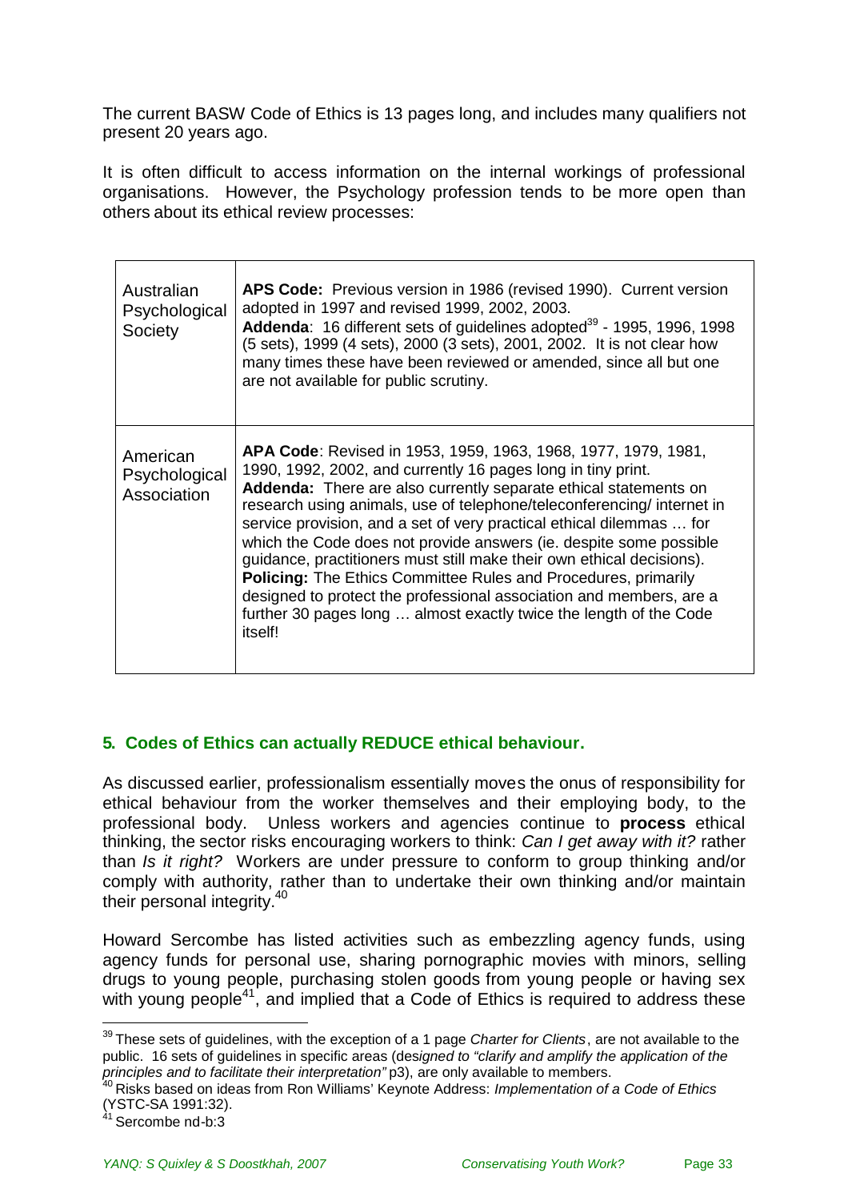The current BASW Code of Ethics is 13 pages long, and includes many qualifiers not present 20 years ago.

It is often difficult to access information on the internal workings of professional organisations. However, the Psychology profession tends to be more open than others about its ethical review processes:

| | |
|---|---|
| Australian Psychological Society | **APS Code:** Previous version in 1986 (revised 1990). Current version adopted in 1997 and revised 1999, 2002, 2003.<br>**Addenda**: 16 different sets of guidelines adopted[39] - 1995, 1996, 1998 (5 sets), 1999 (4 sets), 2000 (3 sets), 2001, 2002. It is not clear how many times these have been reviewed or amended, since all but one are not available for public scrutiny. |
| American Psychological Association | **APA Code**: Revised in 1953, 1959, 1963, 1968, 1977, 1979, 1981, 1990, 1992, 2002, and currently 16 pages long in tiny print.<br>**Addenda:** There are also currently separate ethical statements on research using animals, use of telephone/teleconferencing/ internet in service provision, and a set of very practical ethical dilemmas … for which the Code does not provide answers (ie. despite some possible guidance, practitioners must still make their own ethical decisions).<br>**Policing:** The Ethics Committee Rules and Procedures, primarily designed to protect the professional association and members, are a further 30 pages long … almost exactly twice the length of the Code itself! |

### 5. Codes of Ethics can actually REDUCE ethical behaviour.

As discussed earlier, professionalism essentially moves the onus of responsibility for ethical behaviour from the worker themselves and their employing body, to the professional body. Unless workers and agencies continue to **process** ethical thinking, the sector risks encouraging workers to think: *Can I get away with it?* rather than *Is it right?* Workers are under pressure to conform to group thinking and/or comply with authority, rather than to undertake their own thinking and/or maintain their personal integrity.[40]

Howard Sercombe has listed activities such as embezzling agency funds, using agency funds for personal use, sharing pornographic movies with minors, selling drugs to young people, purchasing stolen goods from young people or having sex with young people[41], and implied that a Code of Ethics is required to address these

---

[39] These sets of guidelines, with the exception of a 1 page *Charter for Clients*, are not available to the public. 16 sets of guidelines in specific areas (*designed to "clarify and amplify the application of the principles and to facilitate their interpretation"* p3), are only available to members.

[40] Risks based on ideas from Ron Williams' Keynote Address: *Implementation of a Code of Ethics* (YSTC-SA 1991:32).

[41] Sercombe nd-b:3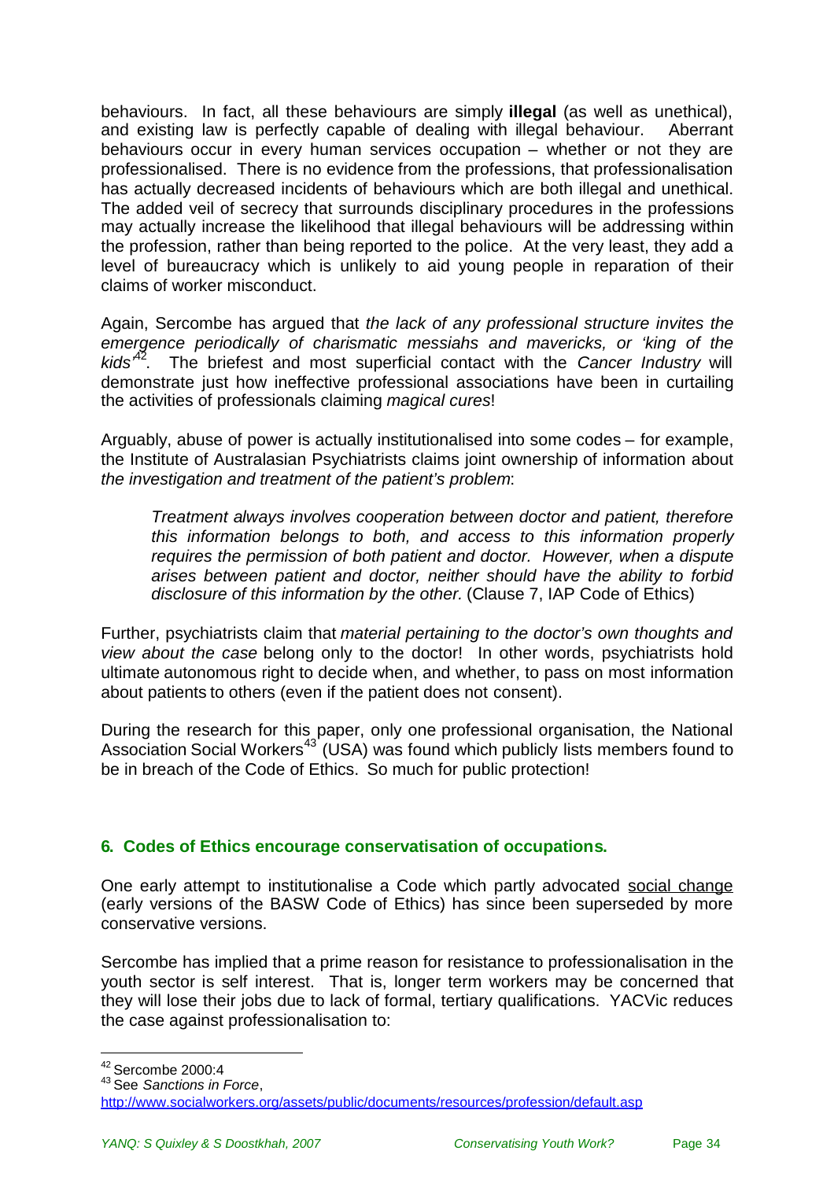behaviours. In fact, all these behaviours are simply **illegal** (as well as unethical), and existing law is perfectly capable of dealing with illegal behaviour. Aberrant behaviours occur in every human services occupation – whether or not they are professionalised. There is no evidence from the professions, that professionalisation has actually decreased incidents of behaviours which are both illegal and unethical. The added veil of secrecy that surrounds disciplinary procedures in the professions may actually increase the likelihood that illegal behaviours will be addressing within the profession, rather than being reported to the police. At the very least, they add a level of bureaucracy which is unlikely to aid young people in reparation of their claims of worker misconduct.

Again, Sercombe has argued that *the lack of any professional structure invites the emergence periodically of charismatic messiahs and mavericks, or 'king of the kids'*[42]. The briefest and most superficial contact with the *Cancer Industry* will demonstrate just how ineffective professional associations have been in curtailing the activities of professionals claiming *magical cures*!

Arguably, abuse of power is actually institutionalised into some codes – for example, the Institute of Australasian Psychiatrists claims joint ownership of information about *the investigation and treatment of the patient's problem*:

> *Treatment always involves cooperation between doctor and patient, therefore this information belongs to both, and access to this information properly requires the permission of both patient and doctor. However, when a dispute arises between patient and doctor, neither should have the ability to forbid disclosure of this information by the other.* (Clause 7, IAP Code of Ethics)

Further, psychiatrists claim that *material pertaining to the doctor's own thoughts and view about the case* belong only to the doctor! In other words, psychiatrists hold ultimate autonomous right to decide when, and whether, to pass on most information about patients to others (even if the patient does not consent).

During the research for this paper, only one professional organisation, the National Association Social Workers[43] (USA) was found which publicly lists members found to be in breach of the Code of Ethics. So much for public protection!

## 6. Codes of Ethics encourage conservatisation of occupations.

One early attempt to institutionalise a Code which partly advocated social change (early versions of the BASW Code of Ethics) has since been superseded by more conservative versions.

Sercombe has implied that a prime reason for resistance to professionalisation in the youth sector is self interest. That is, longer term workers may be concerned that they will lose their jobs due to lack of formal, tertiary qualifications. YACVic reduces the case against professionalisation to:

---

[42] Sercombe 2000:4

[43] See *Sanctions in Force*, http://www.socialworkers.org/assets/public/documents/resources/profession/default.asp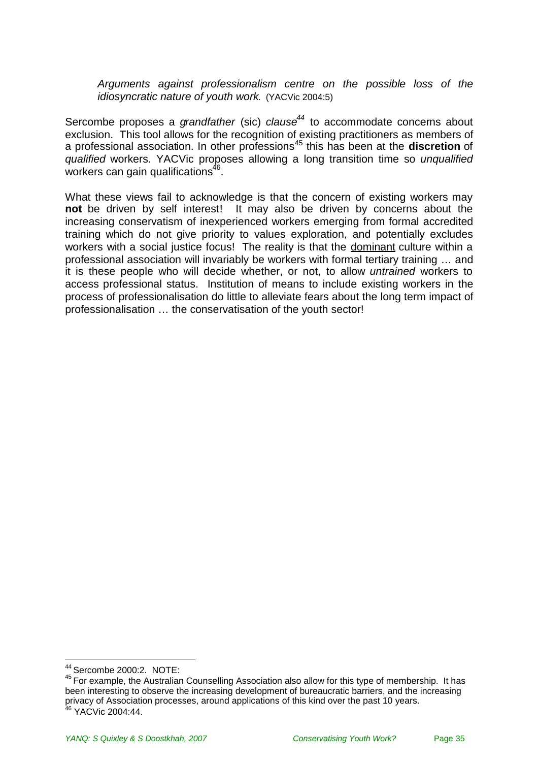> *Arguments against professionalism centre on the possible loss of the idiosyncratic nature of youth work.* (YACVic 2004:5)

Sercombe proposes a *grandfather* (sic) *clause*[44] to accommodate concerns about exclusion. This tool allows for the recognition of existing practitioners as members of a professional association. In other professions[45] this has been at the **discretion** of *qualified* workers. YACVic proposes allowing a long transition time so *unqualified* workers can gain qualifications[46].

What these views fail to acknowledge is that the concern of existing workers may **not** be driven by self interest! It may also be driven by concerns about the increasing conservatism of inexperienced workers emerging from formal accredited training which do not give priority to values exploration, and potentially excludes workers with a social justice focus! The reality is that the <u>dominant</u> culture within a professional association will invariably be workers with formal tertiary training … and it is these people who will decide whether, or not, to allow *untrained* workers to access professional status. Institution of means to include existing workers in the process of professionalisation do little to alleviate fears about the long term impact of professionalisation … the conservatisation of the youth sector!

---

[44] Sercombe 2000:2. NOTE:

[45] For example, the Australian Counselling Association also allow for this type of membership. It has been interesting to observe the increasing development of bureaucratic barriers, and the increasing privacy of Association processes, around applications of this kind over the past 10 years.

[46] YACVic 2004:44.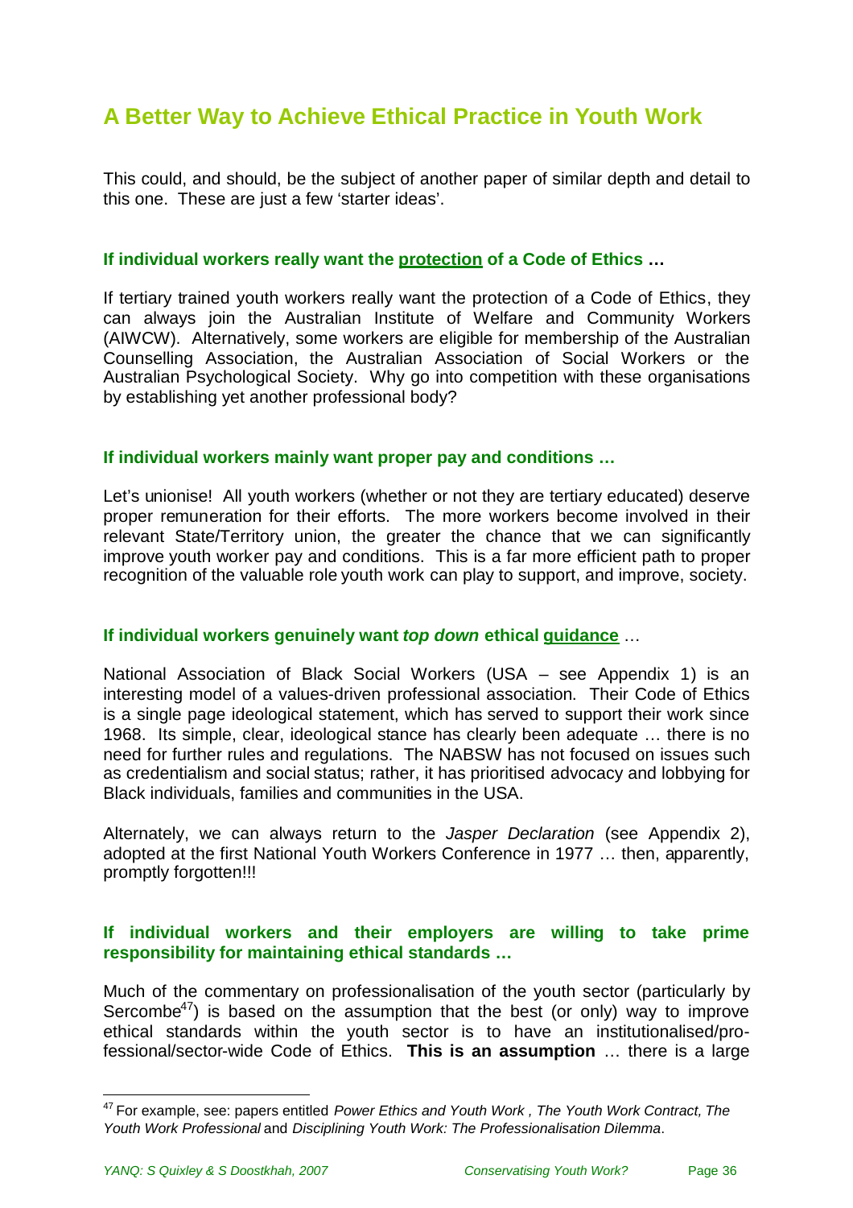## A Better Way to Achieve Ethical Practice in Youth Work

This could, and should, be the subject of another paper of similar depth and detail to this one. These are just a few 'starter ideas'.

### If individual workers really want the <u>protection</u> of a Code of Ethics …

If tertiary trained youth workers really want the protection of a Code of Ethics, they can always join the Australian Institute of Welfare and Community Workers (AIWCW). Alternatively, some workers are eligible for membership of the Australian Counselling Association, the Australian Association of Social Workers or the Australian Psychological Society. Why go into competition with these organisations by establishing yet another professional body?

### If individual workers mainly want proper pay and conditions …

Let's unionise! All youth workers (whether or not they are tertiary educated) deserve proper remuneration for their efforts. The more workers become involved in their relevant State/Territory union, the greater the chance that we can significantly improve youth worker pay and conditions. This is a far more efficient path to proper recognition of the valuable role youth work can play to support, and improve, society.

### If individual workers genuinely want *top down* ethical <u>guidance</u> …

National Association of Black Social Workers (USA – see Appendix 1) is an interesting model of a values-driven professional association. Their Code of Ethics is a single page ideological statement, which has served to support their work since 1968. Its simple, clear, ideological stance has clearly been adequate … there is no need for further rules and regulations. The NABSW has not focused on issues such as credentialism and social status; rather, it has prioritised advocacy and lobbying for Black individuals, families and communities in the USA.

Alternately, we can always return to the *Jasper Declaration* (see Appendix 2), adopted at the first National Youth Workers Conference in 1977 … then, apparently, promptly forgotten!!!

### If individual workers and their employers are willing to take prime responsibility for maintaining ethical standards …

Much of the commentary on professionalisation of the youth sector (particularly by Sercombe[47]) is based on the assumption that the best (or only) way to improve ethical standards within the youth sector is to have an institutionalised/pro-fessional/sector-wide Code of Ethics. **This is an assumption** … there is a large

---

[47] For example, see: papers entitled *Power Ethics and Youth Work* , *The Youth Work Contract, The Youth Work Professional* and *Disciplining Youth Work: The Professionalisation Dilemma*.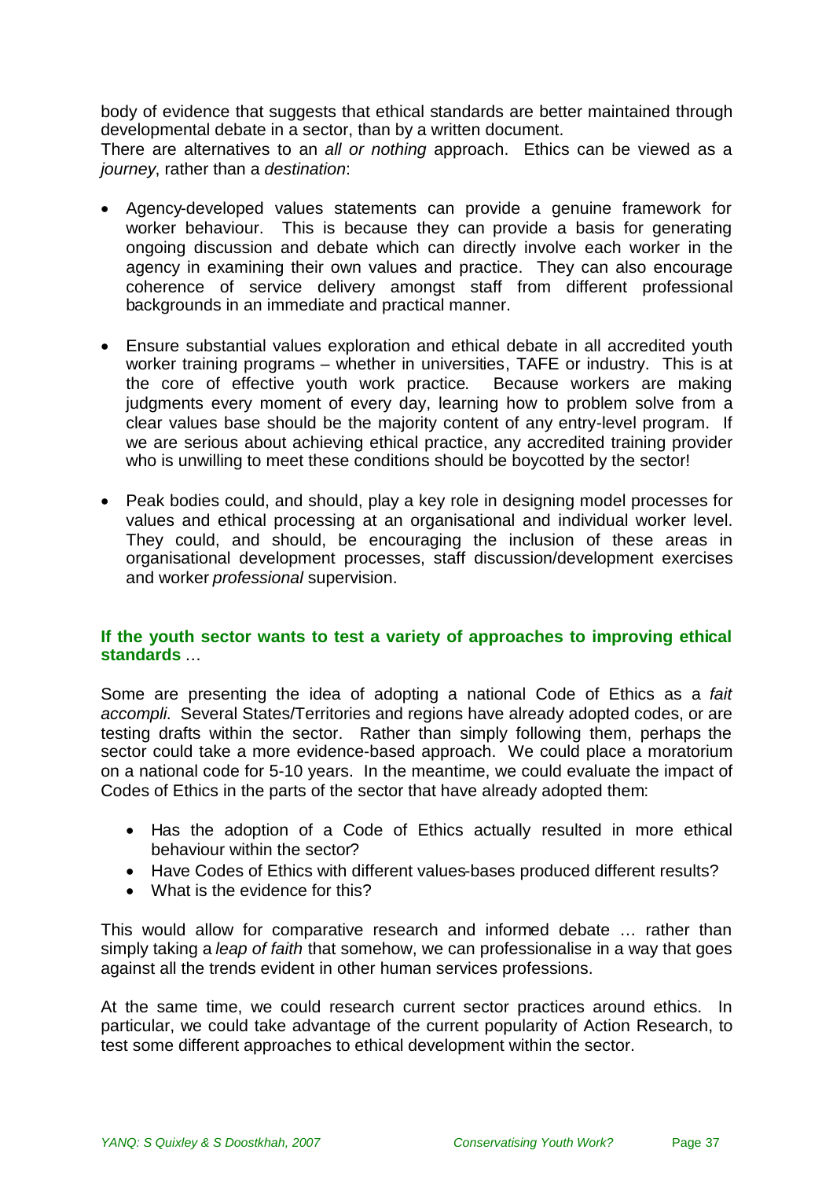body of evidence that suggests that ethical standards are better maintained through developmental debate in a sector, than by a written document.

There are alternatives to an *all or nothing* approach. Ethics can be viewed as a *journey*, rather than a *destination*:

- Agency-developed values statements can provide a genuine framework for worker behaviour. This is because they can provide a basis for generating ongoing discussion and debate which can directly involve each worker in the agency in examining their own values and practice. They can also encourage coherence of service delivery amongst staff from different professional backgrounds in an immediate and practical manner.

- Ensure substantial values exploration and ethical debate in all accredited youth worker training programs – whether in universities, TAFE or industry. This is at the core of effective youth work practice. Because workers are making judgments every moment of every day, learning how to problem solve from a clear values base should be the majority content of any entry-level program. If we are serious about achieving ethical practice, any accredited training provider who is unwilling to meet these conditions should be boycotted by the sector!

- Peak bodies could, and should, play a key role in designing model processes for values and ethical processing at an organisational and individual worker level. They could, and should, be encouraging the inclusion of these areas in organisational development processes, staff discussion/development exercises and worker *professional* supervision.

**If the youth sector wants to test a variety of approaches to improving ethical standards** …

Some are presenting the idea of adopting a national Code of Ethics as a *fait accompli*. Several States/Territories and regions have already adopted codes, or are testing drafts within the sector. Rather than simply following them, perhaps the sector could take a more evidence-based approach. We could place a moratorium on a national code for 5-10 years. In the meantime, we could evaluate the impact of Codes of Ethics in the parts of the sector that have already adopted them:

- Has the adoption of a Code of Ethics actually resulted in more ethical behaviour within the sector?
- Have Codes of Ethics with different values-bases produced different results?
- What is the evidence for this?

This would allow for comparative research and informed debate … rather than simply taking a *leap of faith* that somehow, we can professionalise in a way that goes against all the trends evident in other human services professions.

At the same time, we could research current sector practices around ethics. In particular, we could take advantage of the current popularity of Action Research, to test some different approaches to ethical development within the sector.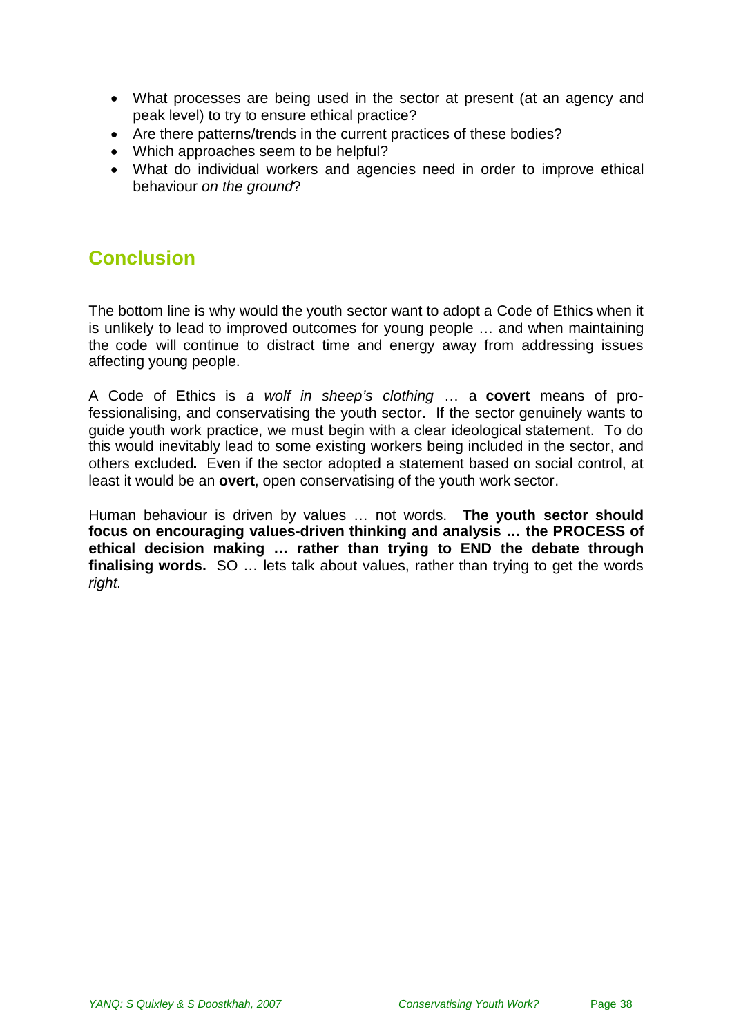- What processes are being used in the sector at present (at an agency and peak level) to try to ensure ethical practice?
- Are there patterns/trends in the current practices of these bodies?
- Which approaches seem to be helpful?
- What do individual workers and agencies need in order to improve ethical behaviour *on the ground*?

## Conclusion

The bottom line is why would the youth sector want to adopt a Code of Ethics when it is unlikely to lead to improved outcomes for young people … and when maintaining the code will continue to distract time and energy away from addressing issues affecting young people.

A Code of Ethics is *a wolf in sheep's clothing* … a **covert** means of pro-fessionalising, and conservatising the youth sector. If the sector genuinely wants to guide youth work practice, we must begin with a clear ideological statement. To do this would inevitably lead to some existing workers being included in the sector, and others excluded**.** Even if the sector adopted a statement based on social control, at least it would be an **overt**, open conservatising of the youth work sector.

Human behaviour is driven by values … not words. **The youth sector should focus on encouraging values-driven thinking and analysis … the PROCESS of ethical decision making … rather than trying to END the debate through finalising words.** SO … lets talk about values, rather than trying to get the words *right*.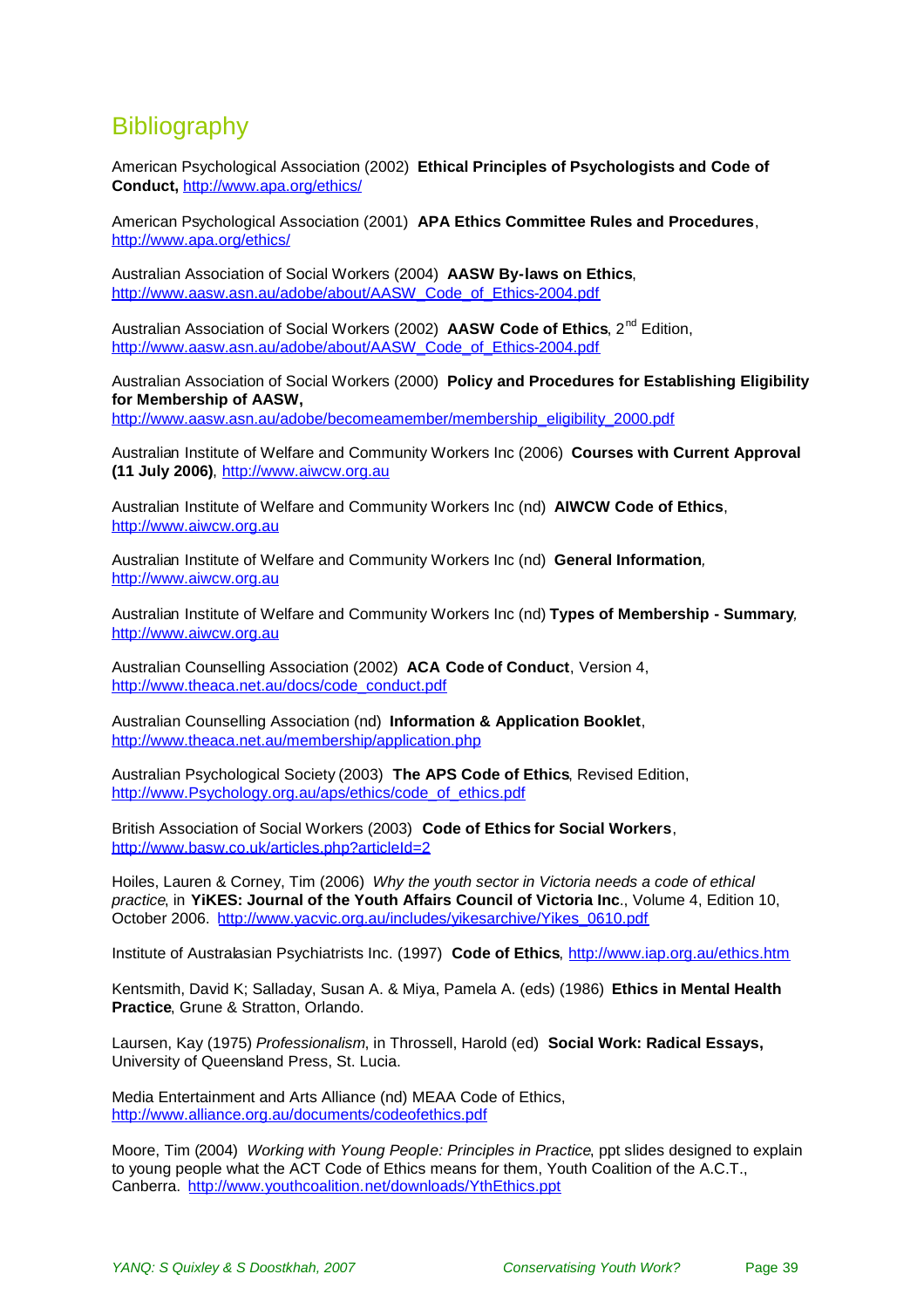## Bibliography

American Psychological Association (2002) **Ethical Principles of Psychologists and Code of Conduct,** http://www.apa.org/ethics/

American Psychological Association (2001) **APA Ethics Committee Rules and Procedures**, http://www.apa.org/ethics/

Australian Association of Social Workers (2004) **AASW By-laws on Ethics**, http://www.aasw.asn.au/adobe/about/AASW_Code_of_Ethics-2004.pdf

Australian Association of Social Workers (2002) **AASW Code of Ethics**, 2nd Edition, http://www.aasw.asn.au/adobe/about/AASW_Code_of_Ethics-2004.pdf

Australian Association of Social Workers (2000) **Policy and Procedures for Establishing Eligibility for Membership of AASW,** http://www.aasw.asn.au/adobe/becomeamember/membership_eligibility_2000.pdf

Australian Institute of Welfare and Community Workers Inc (2006) **Courses with Current Approval (11 July 2006)**, http://www.aiwcw.org.au

Australian Institute of Welfare and Community Workers Inc (nd) **AIWCW Code of Ethics**, http://www.aiwcw.org.au

Australian Institute of Welfare and Community Workers Inc (nd) **General Information***,* http://www.aiwcw.org.au

Australian Institute of Welfare and Community Workers Inc (nd) **Types of Membership - Summary***,* http://www.aiwcw.org.au

Australian Counselling Association (2002) **ACA Code of Conduct**, Version 4, http://www.theaca.net.au/docs/code_conduct.pdf

Australian Counselling Association (nd) **Information & Application Booklet**, http://www.theaca.net.au/membership/application.php

Australian Psychological Society (2003) **The APS Code of Ethics**, Revised Edition, http://www.Psychology.org.au/aps/ethics/code_of_ethics.pdf

British Association of Social Workers (2003) **Code of Ethics for Social Workers**, http://www.basw.co.uk/articles.php?articleId=2

Hoiles, Lauren & Corney, Tim (2006) *Why the youth sector in Victoria needs a code of ethical practice*, in **YiKES: Journal of the Youth Affairs Council of Victoria Inc**., Volume 4, Edition 10, October 2006. http://www.yacvic.org.au/includes/yikesarchive/Yikes_0610.pdf

Institute of Australasian Psychiatrists Inc. (1997) **Code of Ethics**, http://www.iap.org.au/ethics.htm

Kentsmith, David K; Salladay, Susan A. & Miya, Pamela A. (eds) (1986) **Ethics in Mental Health Practice**, Grune & Stratton, Orlando.

Laursen, Kay (1975) *Professionalism*, in Throssell, Harold (ed) **Social Work: Radical Essays,** University of Queensland Press, St. Lucia.

Media Entertainment and Arts Alliance (nd) MEAA Code of Ethics, http://www.alliance.org.au/documents/codeofethics.pdf

Moore, Tim (2004) *Working with Young People: Principles in Practice*, ppt slides designed to explain to young people what the ACT Code of Ethics means for them, Youth Coalition of the A.C.T., Canberra. http://www.youthcoalition.net/downloads/YthEthics.ppt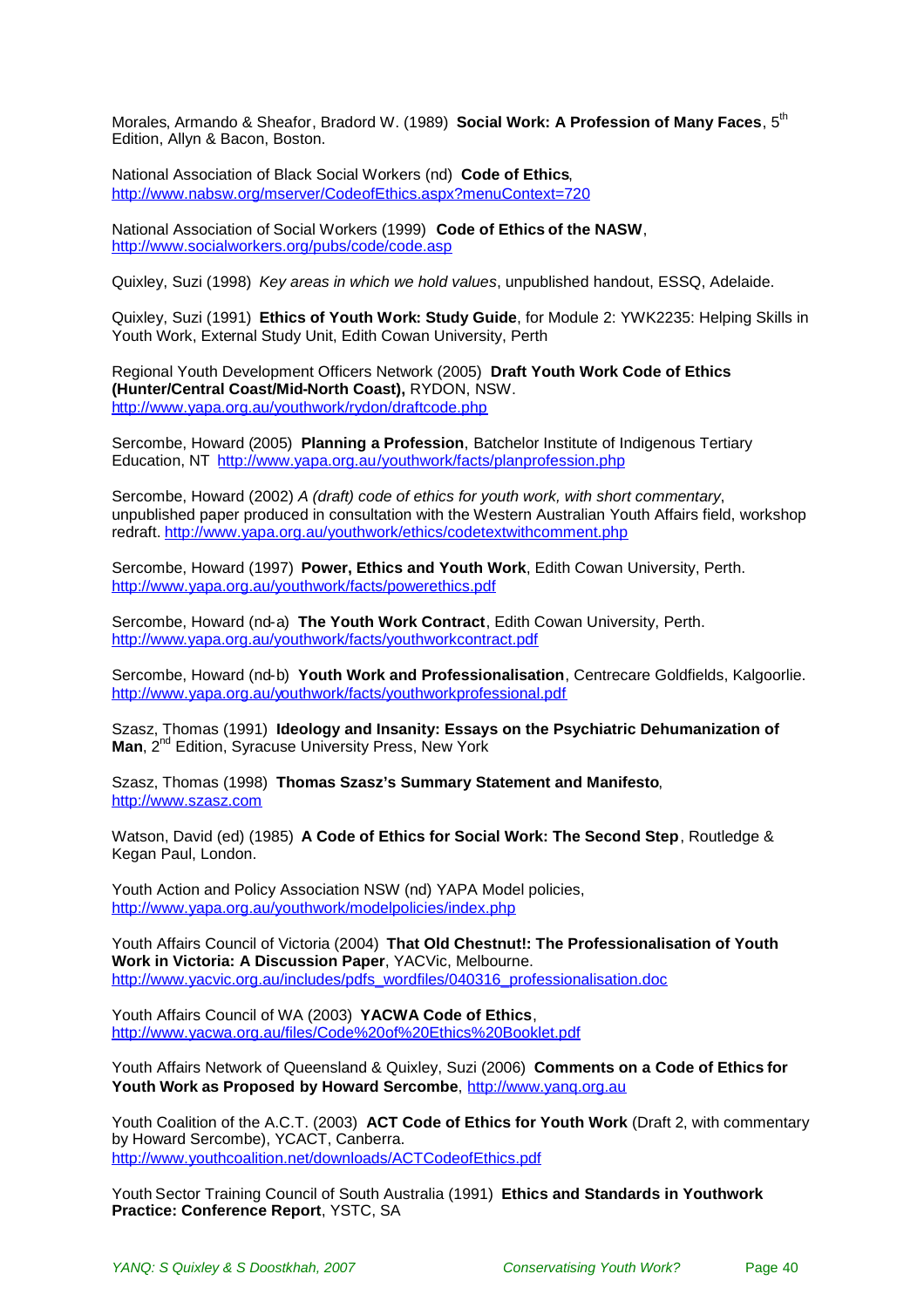Morales, Armando & Sheafor, Bradord W. (1989) **Social Work: A Profession of Many Faces**, 5th Edition, Allyn & Bacon, Boston.

National Association of Black Social Workers (nd) **Code of Ethics**, http://www.nabsw.org/mserver/CodeofEthics.aspx?menuContext=720

National Association of Social Workers (1999) **Code of Ethics of the NASW**, http://www.socialworkers.org/pubs/code/code.asp

Quixley, Suzi (1998) *Key areas in which we hold values*, unpublished handout, ESSQ, Adelaide.

Quixley, Suzi (1991) **Ethics of Youth Work: Study Guide**, for Module 2: YWK2235: Helping Skills in Youth Work, External Study Unit, Edith Cowan University, Perth

Regional Youth Development Officers Network (2005) **Draft Youth Work Code of Ethics (Hunter/Central Coast/Mid-North Coast),** RYDON, NSW. http://www.yapa.org.au/youthwork/rydon/draftcode.php

Sercombe, Howard (2005) **Planning a Profession**, Batchelor Institute of Indigenous Tertiary Education, NT http://www.yapa.org.au/youthwork/facts/planprofession.php

Sercombe, Howard (2002) *A (draft) code of ethics for youth work, with short commentary*, unpublished paper produced in consultation with the Western Australian Youth Affairs field, workshop redraft. http://www.yapa.org.au/youthwork/ethics/codetextwithcomment.php

Sercombe, Howard (1997) **Power, Ethics and Youth Work**, Edith Cowan University, Perth. http://www.yapa.org.au/youthwork/facts/powerethics.pdf

Sercombe, Howard (nd-a) **The Youth Work Contract**, Edith Cowan University, Perth. http://www.yapa.org.au/youthwork/facts/youthworkcontract.pdf

Sercombe, Howard (nd-b) **Youth Work and Professionalisation**, Centrecare Goldfields, Kalgoorlie. http://www.yapa.org.au/youthwork/facts/youthworkprofessional.pdf

Szasz, Thomas (1991) **Ideology and Insanity: Essays on the Psychiatric Dehumanization of Man**, 2nd Edition, Syracuse University Press, New York

Szasz, Thomas (1998) **Thomas Szasz's Summary Statement and Manifesto**, http://www.szasz.com

Watson, David (ed) (1985) **A Code of Ethics for Social Work: The Second Step**, Routledge & Kegan Paul, London.

Youth Action and Policy Association NSW (nd) YAPA Model policies, http://www.yapa.org.au/youthwork/modelpolicies/index.php

Youth Affairs Council of Victoria (2004) **That Old Chestnut!: The Professionalisation of Youth Work in Victoria: A Discussion Paper**, YACVic, Melbourne. http://www.yacvic.org.au/includes/pdfs_wordfiles/040316_professionalisation.doc

Youth Affairs Council of WA (2003) **YACWA Code of Ethics**, http://www.yacwa.org.au/files/Code%20of%20Ethics%20Booklet.pdf

Youth Affairs Network of Queensland & Quixley, Suzi (2006) **Comments on a Code of Ethics for Youth Work as Proposed by Howard Sercombe**, http://www.yanq.org.au

Youth Coalition of the A.C.T. (2003) **ACT Code of Ethics for Youth Work** (Draft 2, with commentary by Howard Sercombe), YCACT, Canberra. http://www.youthcoalition.net/downloads/ACTCodeofEthics.pdf

Youth Sector Training Council of South Australia (1991) **Ethics and Standards in Youthwork Practice: Conference Report**, YSTC, SA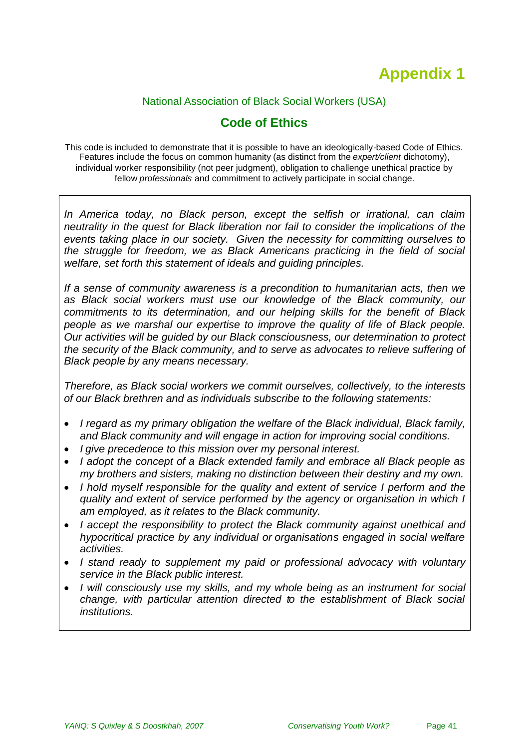# Appendix 1

National Association of Black Social Workers (USA)

## Code of Ethics

This code is included to demonstrate that it is possible to have an ideologically-based Code of Ethics. Features include the focus on common humanity (as distinct from the *expert/client* dichotomy), individual worker responsibility (not peer judgment), obligation to challenge unethical practice by fellow *professionals* and commitment to actively participate in social change.

*In America today, no Black person, except the selfish or irrational, can claim neutrality in the quest for Black liberation nor fail to consider the implications of the events taking place in our society. Given the necessity for committing ourselves to the struggle for freedom, we as Black Americans practicing in the field of social welfare, set forth this statement of ideals and guiding principles.*

*If a sense of community awareness is a precondition to humanitarian acts, then we as Black social workers must use our knowledge of the Black community, our commitments to its determination, and our helping skills for the benefit of Black people as we marshal our expertise to improve the quality of life of Black people. Our activities will be guided by our Black consciousness, our determination to protect the security of the Black community, and to serve as advocates to relieve suffering of Black people by any means necessary.*

*Therefore, as Black social workers we commit ourselves, collectively, to the interests of our Black brethren and as individuals subscribe to the following statements:*

- *I regard as my primary obligation the welfare of the Black individual, Black family, and Black community and will engage in action for improving social conditions.*
- *I give precedence to this mission over my personal interest.*
- *I adopt the concept of a Black extended family and embrace all Black people as my brothers and sisters, making no distinction between their destiny and my own.*
- *I hold myself responsible for the quality and extent of service I perform and the quality and extent of service performed by the agency or organisation in which I am employed, as it relates to the Black community.*
- *I accept the responsibility to protect the Black community against unethical and hypocritical practice by any individual or organisations engaged in social welfare activities.*
- *I stand ready to supplement my paid or professional advocacy with voluntary service in the Black public interest.*
- *I will consciously use my skills, and my whole being as an instrument for social change, with particular attention directed to the establishment of Black social institutions.*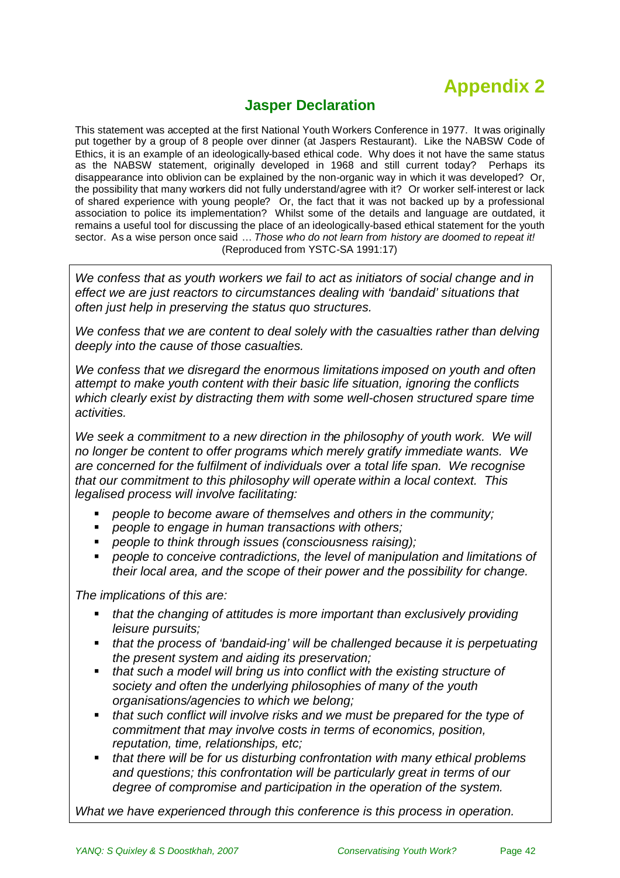# Appendix 2

## Jasper Declaration

This statement was accepted at the first National Youth Workers Conference in 1977. It was originally put together by a group of 8 people over dinner (at Jaspers Restaurant). Like the NABSW Code of Ethics, it is an example of an ideologically-based ethical code. Why does it not have the same status as the NABSW statement, originally developed in 1968 and still current today? Perhaps its disappearance into oblivion can be explained by the non-organic way in which it was developed? Or, the possibility that many workers did not fully understand/agree with it? Or worker self-interest or lack of shared experience with young people? Or, the fact that it was not backed up by a professional association to police its implementation? Whilst some of the details and language are outdated, it remains a useful tool for discussing the place of an ideologically-based ethical statement for the youth sector. As a wise person once said … *Those who do not learn from history are doomed to repeat it!*
(Reproduced from YSTC-SA 1991:17)

*We confess that as youth workers we fail to act as initiators of social change and in effect we are just reactors to circumstances dealing with 'bandaid' situations that often just help in preserving the status quo structures.*

*We confess that we are content to deal solely with the casualties rather than delving deeply into the cause of those casualties.*

*We confess that we disregard the enormous limitations imposed on youth and often attempt to make youth content with their basic life situation, ignoring the conflicts which clearly exist by distracting them with some well-chosen structured spare time activities.*

*We seek a commitment to a new direction in the philosophy of youth work. We will no longer be content to offer programs which merely gratify immediate wants. We are concerned for the fulfilment of individuals over a total life span. We recognise that our commitment to this philosophy will operate within a local context. This legalised process will involve facilitating:*

- *people to become aware of themselves and others in the community;*
- *people to engage in human transactions with others;*
- *people to think through issues (consciousness raising);*
- *people to conceive contradictions, the level of manipulation and limitations of their local area, and the scope of their power and the possibility for change.*

*The implications of this are:*

- *that the changing of attitudes is more important than exclusively providing leisure pursuits;*
- *that the process of 'bandaid-ing' will be challenged because it is perpetuating the present system and aiding its preservation;*
- *that such a model will bring us into conflict with the existing structure of society and often the underlying philosophies of many of the youth organisations/agencies to which we belong;*
- *that such conflict will involve risks and we must be prepared for the type of commitment that may involve costs in terms of economics, position, reputation, time, relationships, etc;*
- *that there will be for us disturbing confrontation with many ethical problems and questions; this confrontation will be particularly great in terms of our degree of compromise and participation in the operation of the system.*

*What we have experienced through this conference is this process in operation.*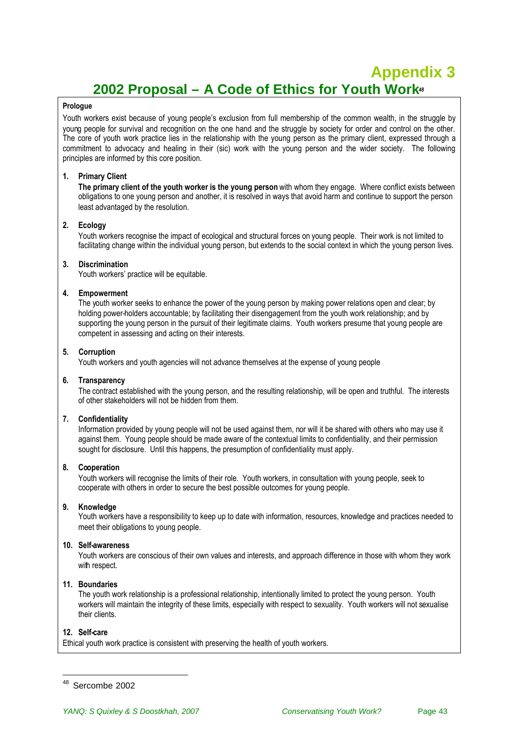# Appendix 3

## 2002 Proposal – A Code of Ethics for Youth Work[48]

**Prologue**

Youth workers exist because of young people's exclusion from full membership of the common wealth, in the struggle by young people for survival and recognition on the one hand and the struggle by society for order and control on the other. The core of youth work practice lies in the relationship with the young person as the primary client, expressed through a commitment to advocacy and healing in their (sic) work with the young person and the wider society. The following principles are informed by this core position.

1. **Primary Client**
   **The primary client of the youth worker is the young person** with whom they engage. Where conflict exists between obligations to one young person and another, it is resolved in ways that avoid harm and continue to support the person least advantaged by the resolution.

2. **Ecology**
   Youth workers recognise the impact of ecological and structural forces on young people. Their work is not limited to facilitating change within the individual young person, but extends to the social context in which the young person lives.

3. **Discrimination**
   Youth workers' practice will be equitable.

4. **Empowerment**
   The youth worker seeks to enhance the power of the young person by making power relations open and clear; by holding power-holders accountable; by facilitating their disengagement from the youth work relationship; and by supporting the young person in the pursuit of their legitimate claims. Youth workers presume that young people are competent in assessing and acting on their interests.

5. **Corruption**
   Youth workers and youth agencies will not advance themselves at the expense of young people

6. **Transparency**
   The contract established with the young person, and the resulting relationship, will be open and truthful. The interests of other stakeholders will not be hidden from them.

7. **Confidentiality**
   Information provided by young people will not be used against them, nor will it be shared with others who may use it against them. Young people should be made aware of the contextual limits to confidentiality, and their permission sought for disclosure. Until this happens, the presumption of confidentiality must apply.

8. **Cooperation**
   Youth workers will recognise the limits of their role. Youth workers, in consultation with young people, seek to cooperate with others in order to secure the best possible outcomes for young people.

9. **Knowledge**
   Youth workers have a responsibility to keep up to date with information, resources, knowledge and practices needed to meet their obligations to young people.

10. **Self-awareness**
    Youth workers are conscious of their own values and interests, and approach difference in those with whom they work with respect.

11. **Boundaries**
    The youth work relationship is a professional relationship, intentionally limited to protect the young person. Youth workers will maintain the integrity of these limits, especially with respect to sexuality. Youth workers will not sexualise their clients.

12. **Self-care**
    Ethical youth work practice is consistent with preserving the health of youth workers.

---

[48] Sercombe 2002